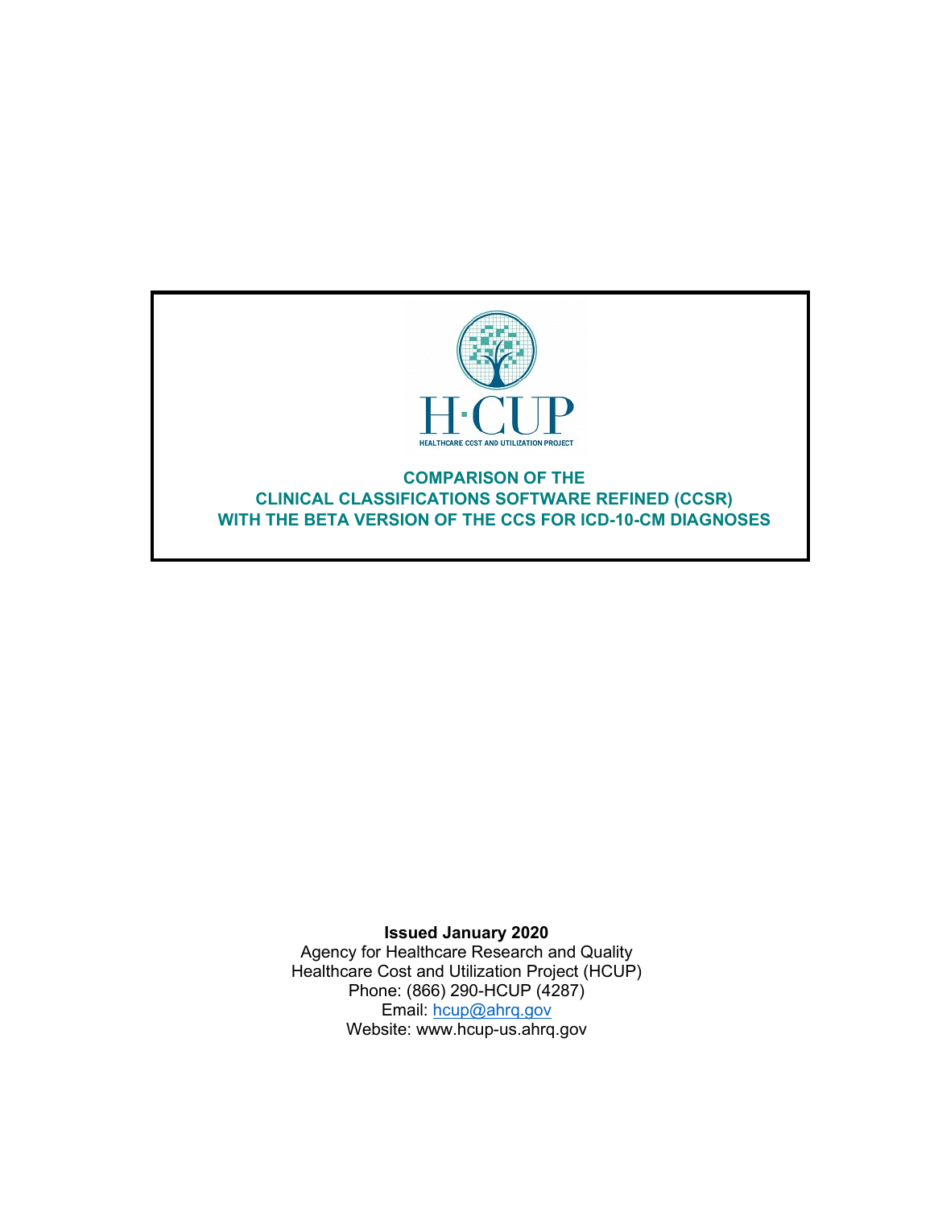H·CUP

HEALTHCARE COST AND UTILIZATION PROJECT

# COMPARISON OF THE CLINICAL CLASSIFICATIONS SOFTWARE REFINED (CCSR) WITH THE BETA VERSION OF THE CCS FOR ICD-10-CM DIAGNOSES

**Issued January 2020**

Agency for Healthcare Research and Quality
Healthcare Cost and Utilization Project (HCUP)
Phone: (866) 290-HCUP (4287)
Email: hcup@ahrq.gov
Website: www.hcup-us.ahrq.gov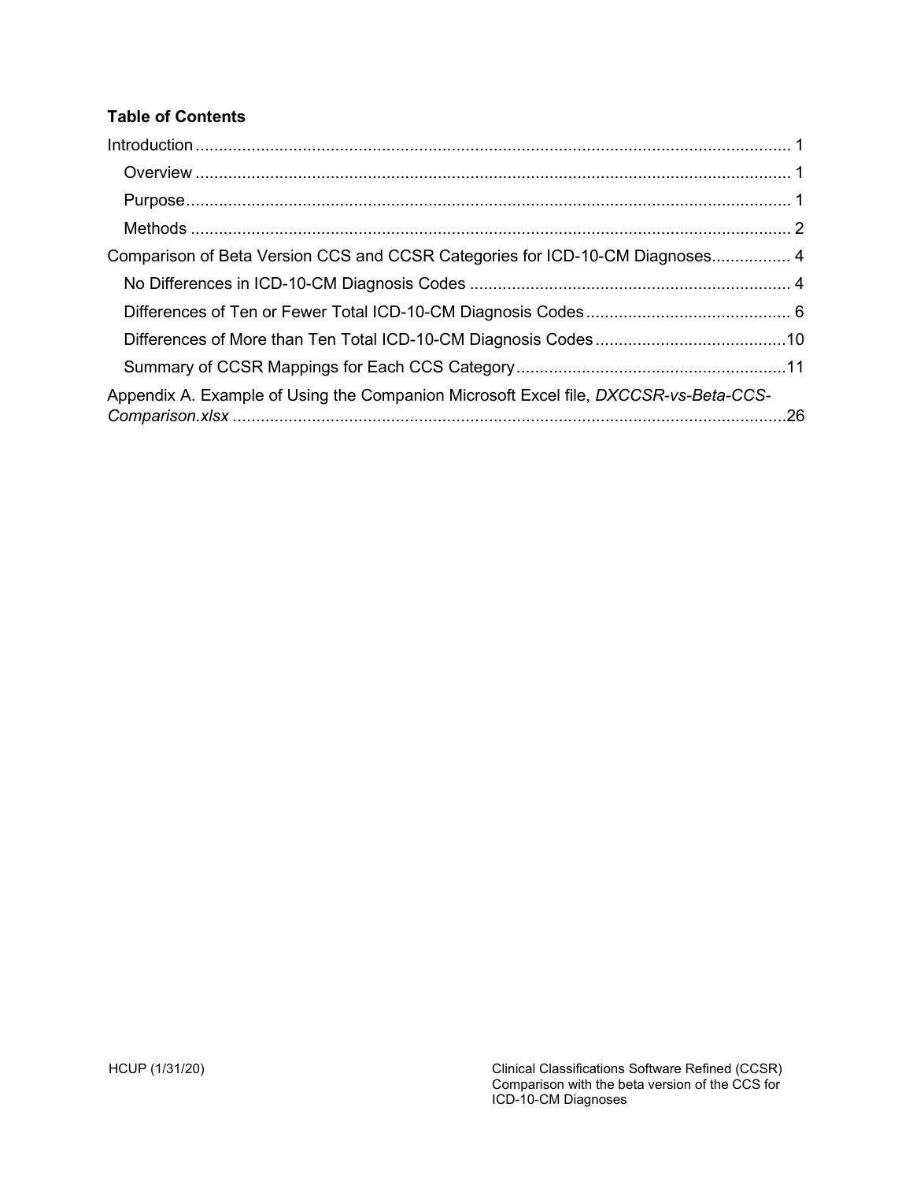**Table of Contents**

Introduction ........................................................................................................................... 1
- Overview ........................................................................................................................... 1
- Purpose ............................................................................................................................. 1
- Methods ............................................................................................................................ 2

Comparison of Beta Version CCS and CCSR Categories for ICD-10-CM Diagnoses................. 4
- No Differences in ICD-10-CM Diagnosis Codes .................................................................... 4
- Differences of Ten or Fewer Total ICD-10-CM Diagnosis Codes ........................................... 6
- Differences of More than Ten Total ICD-10-CM Diagnosis Codes .........................................10
- Summary of CCSR Mappings for Each CCS Category..........................................................11

Appendix A. Example of Using the Companion Microsoft Excel file, *DXCCSR-vs-Beta-CCS-Comparison.xlsx* ......................................................................................................................26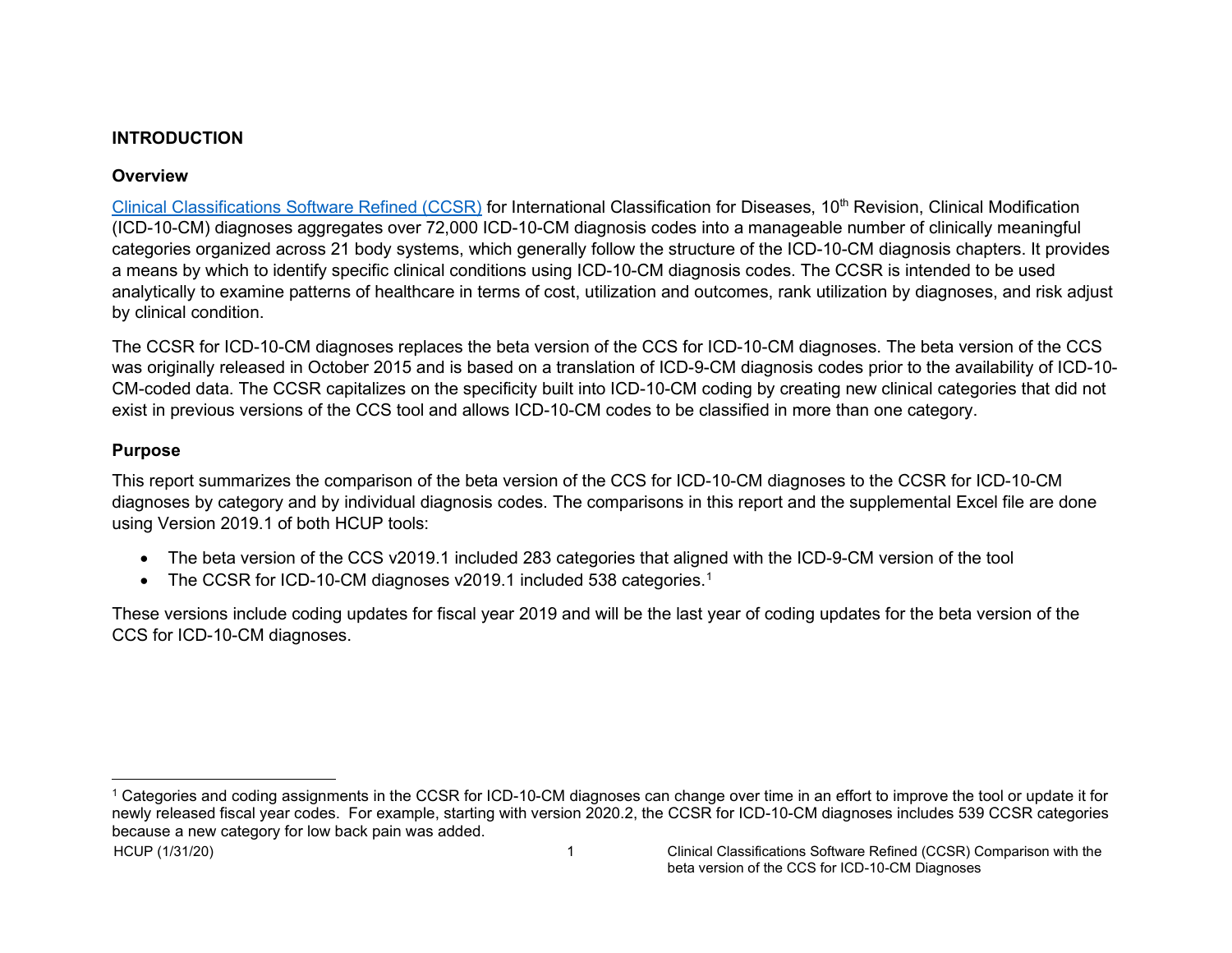## INTRODUCTION

### Overview

Clinical Classifications Software Refined (CCSR) for International Classification for Diseases, 10th Revision, Clinical Modification (ICD-10-CM) diagnoses aggregates over 72,000 ICD-10-CM diagnosis codes into a manageable number of clinically meaningful categories organized across 21 body systems, which generally follow the structure of the ICD-10-CM diagnosis chapters. It provides a means by which to identify specific clinical conditions using ICD-10-CM diagnosis codes. The CCSR is intended to be used analytically to examine patterns of healthcare in terms of cost, utilization and outcomes, rank utilization by diagnoses, and risk adjust by clinical condition.

The CCSR for ICD-10-CM diagnoses replaces the beta version of the CCS for ICD-10-CM diagnoses. The beta version of the CCS was originally released in October 2015 and is based on a translation of ICD-9-CM diagnosis codes prior to the availability of ICD-10-CM-coded data. The CCSR capitalizes on the specificity built into ICD-10-CM coding by creating new clinical categories that did not exist in previous versions of the CCS tool and allows ICD-10-CM codes to be classified in more than one category.

### Purpose

This report summarizes the comparison of the beta version of the CCS for ICD-10-CM diagnoses to the CCSR for ICD-10-CM diagnoses by category and by individual diagnosis codes. The comparisons in this report and the supplemental Excel file are done using Version 2019.1 of both HCUP tools:

- The beta version of the CCS v2019.1 included 283 categories that aligned with the ICD-9-CM version of the tool
- The CCSR for ICD-10-CM diagnoses v2019.1 included 538 categories.[1]

These versions include coding updates for fiscal year 2019 and will be the last year of coding updates for the beta version of the CCS for ICD-10-CM diagnoses.

---

[1] Categories and coding assignments in the CCSR for ICD-10-CM diagnoses can change over time in an effort to improve the tool or update it for newly released fiscal year codes. For example, starting with version 2020.2, the CCSR for ICD-10-CM diagnoses includes 539 CCSR categories because a new category for low back pain was added.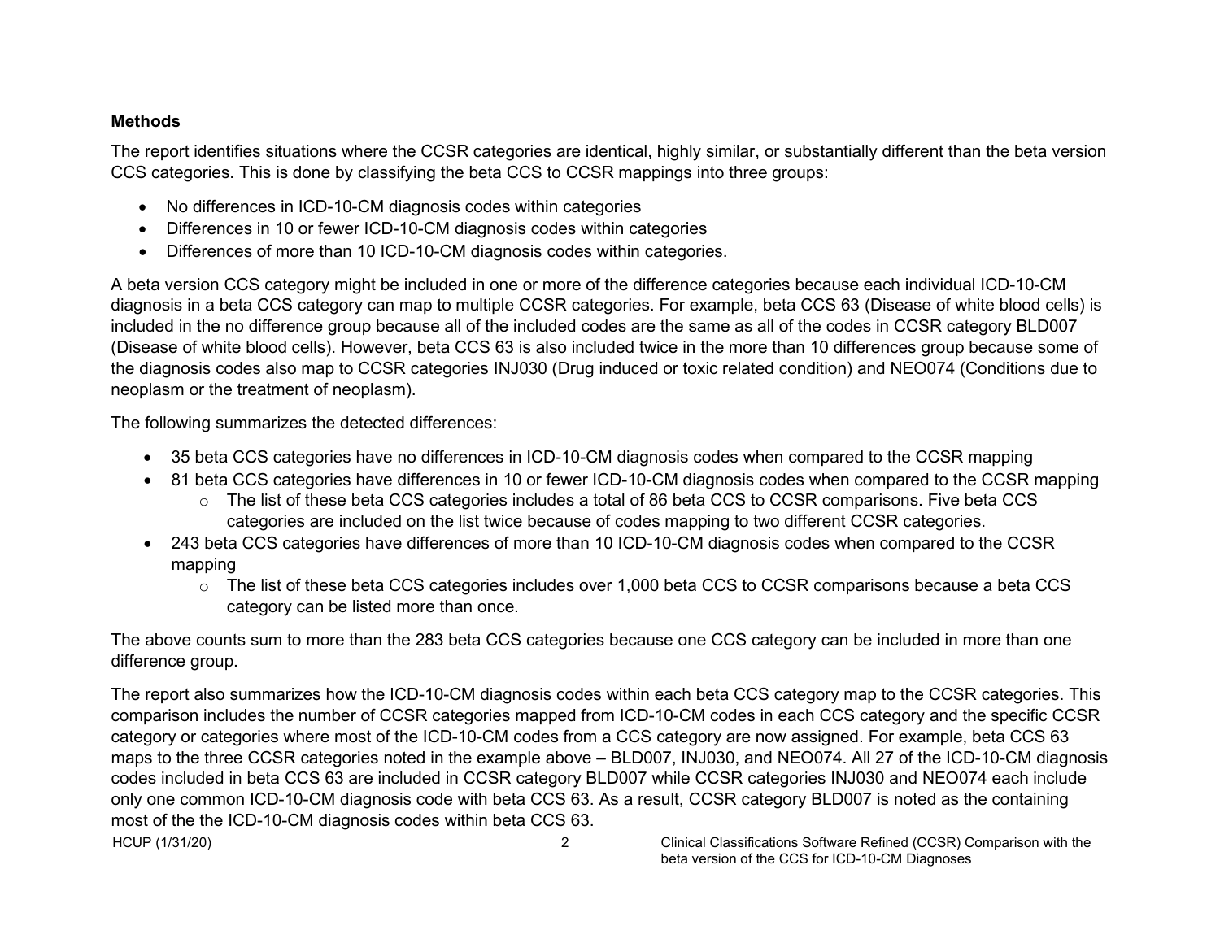### Methods

The report identifies situations where the CCSR categories are identical, highly similar, or substantially different than the beta version CCS categories. This is done by classifying the beta CCS to CCSR mappings into three groups:

- No differences in ICD-10-CM diagnosis codes within categories
- Differences in 10 or fewer ICD-10-CM diagnosis codes within categories
- Differences of more than 10 ICD-10-CM diagnosis codes within categories.

A beta version CCS category might be included in one or more of the difference categories because each individual ICD-10-CM diagnosis in a beta CCS category can map to multiple CCSR categories. For example, beta CCS 63 (Disease of white blood cells) is included in the no difference group because all of the included codes are the same as all of the codes in CCSR category BLD007 (Disease of white blood cells). However, beta CCS 63 is also included twice in the more than 10 differences group because some of the diagnosis codes also map to CCSR categories INJ030 (Drug induced or toxic related condition) and NEO074 (Conditions due to neoplasm or the treatment of neoplasm).

The following summarizes the detected differences:

- 35 beta CCS categories have no differences in ICD-10-CM diagnosis codes when compared to the CCSR mapping
- 81 beta CCS categories have differences in 10 or fewer ICD-10-CM diagnosis codes when compared to the CCSR mapping
    - The list of these beta CCS categories includes a total of 86 beta CCS to CCSR comparisons. Five beta CCS categories are included on the list twice because of codes mapping to two different CCSR categories.
- 243 beta CCS categories have differences of more than 10 ICD-10-CM diagnosis codes when compared to the CCSR mapping
    - The list of these beta CCS categories includes over 1,000 beta CCS to CCSR comparisons because a beta CCS category can be listed more than once.

The above counts sum to more than the 283 beta CCS categories because one CCS category can be included in more than one difference group.

The report also summarizes how the ICD-10-CM diagnosis codes within each beta CCS category map to the CCSR categories. This comparison includes the number of CCSR categories mapped from ICD-10-CM codes in each CCS category and the specific CCSR category or categories where most of the ICD-10-CM codes from a CCS category are now assigned. For example, beta CCS 63 maps to the three CCSR categories noted in the example above – BLD007, INJ030, and NEO074. All 27 of the ICD-10-CM diagnosis codes included in beta CCS 63 are included in CCSR category BLD007 while CCSR categories INJ030 and NEO074 each include only one common ICD-10-CM diagnosis code with beta CCS 63. As a result, CCSR category BLD007 is noted as the containing most of the the ICD-10-CM diagnosis codes within beta CCS 63.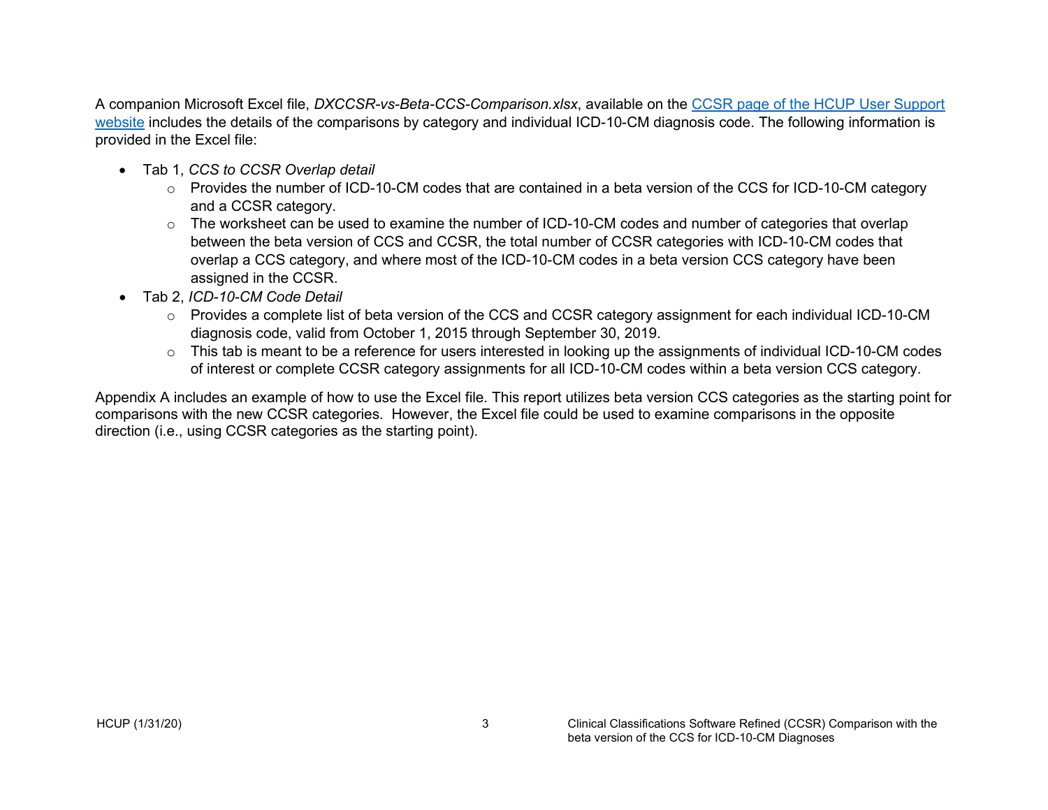A companion Microsoft Excel file, *DXCCSR-vs-Beta-CCS-Comparison.xlsx*, available on the [CCSR page of the HCUP User Support website](#) includes the details of the comparisons by category and individual ICD-10-CM diagnosis code. The following information is provided in the Excel file:

- Tab 1, *CCS to CCSR Overlap detail*
  - Provides the number of ICD-10-CM codes that are contained in a beta version of the CCS for ICD-10-CM category and a CCSR category.
  - The worksheet can be used to examine the number of ICD-10-CM codes and number of categories that overlap between the beta version of CCS and CCSR, the total number of CCSR categories with ICD-10-CM codes that overlap a CCS category, and where most of the ICD-10-CM codes in a beta version CCS category have been assigned in the CCSR.
- Tab 2, *ICD-10-CM Code Detail*
  - Provides a complete list of beta version of the CCS and CCSR category assignment for each individual ICD-10-CM diagnosis code, valid from October 1, 2015 through September 30, 2019.
  - This tab is meant to be a reference for users interested in looking up the assignments of individual ICD-10-CM codes of interest or complete CCSR category assignments for all ICD-10-CM codes within a beta version CCS category.

Appendix A includes an example of how to use the Excel file. This report utilizes beta version CCS categories as the starting point for comparisons with the new CCSR categories. However, the Excel file could be used to examine comparisons in the opposite direction (i.e., using CCSR categories as the starting point).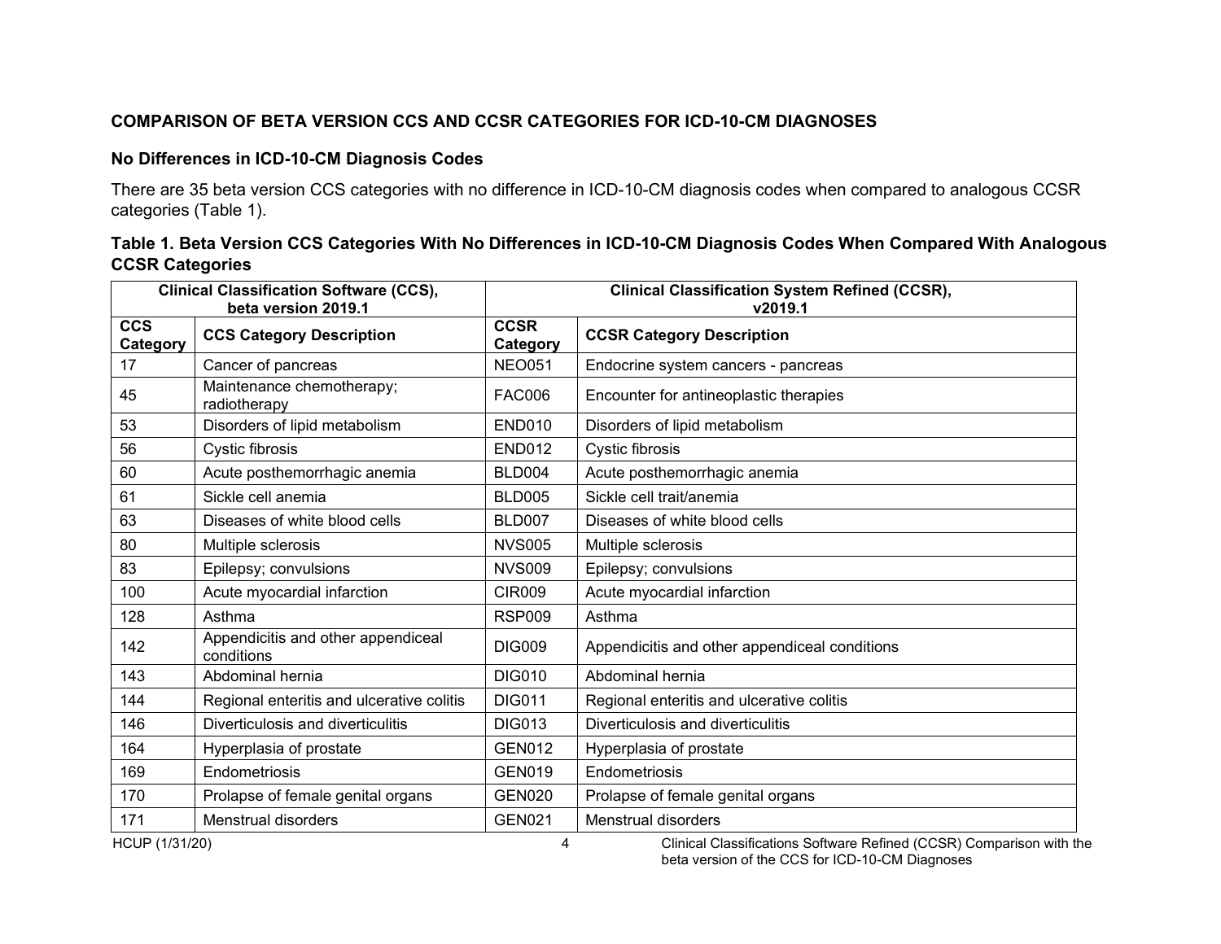## COMPARISON OF BETA VERSION CCS AND CCSR CATEGORIES FOR ICD-10-CM DIAGNOSES

### No Differences in ICD-10-CM Diagnosis Codes

There are 35 beta version CCS categories with no difference in ICD-10-CM diagnosis codes when compared to analogous CCSR categories (Table 1).

### Table 1. Beta Version CCS Categories With No Differences in ICD-10-CM Diagnosis Codes When Compared With Analogous CCSR Categories

| Clinical Classification Software (CCS), beta version 2019.1 | | Clinical Classification System Refined (CCSR), v2019.1 | |
|---|---|---|---|
| **CCS Category** | **CCS Category Description** | **CCSR Category** | **CCSR Category Description** |
| 17 | Cancer of pancreas | NEO051 | Endocrine system cancers - pancreas |
| 45 | Maintenance chemotherapy; radiotherapy | FAC006 | Encounter for antineoplastic therapies |
| 53 | Disorders of lipid metabolism | END010 | Disorders of lipid metabolism |
| 56 | Cystic fibrosis | END012 | Cystic fibrosis |
| 60 | Acute posthemorrhagic anemia | BLD004 | Acute posthemorrhagic anemia |
| 61 | Sickle cell anemia | BLD005 | Sickle cell trait/anemia |
| 63 | Diseases of white blood cells | BLD007 | Diseases of white blood cells |
| 80 | Multiple sclerosis | NVS005 | Multiple sclerosis |
| 83 | Epilepsy; convulsions | NVS009 | Epilepsy; convulsions |
| 100 | Acute myocardial infarction | CIR009 | Acute myocardial infarction |
| 128 | Asthma | RSP009 | Asthma |
| 142 | Appendicitis and other appendiceal conditions | DIG009 | Appendicitis and other appendiceal conditions |
| 143 | Abdominal hernia | DIG010 | Abdominal hernia |
| 144 | Regional enteritis and ulcerative colitis | DIG011 | Regional enteritis and ulcerative colitis |
| 146 | Diverticulosis and diverticulitis | DIG013 | Diverticulosis and diverticulitis |
| 164 | Hyperplasia of prostate | GEN012 | Hyperplasia of prostate |
| 169 | Endometriosis | GEN019 | Endometriosis |
| 170 | Prolapse of female genital organs | GEN020 | Prolapse of female genital organs |
| 171 | Menstrual disorders | GEN021 | Menstrual disorders |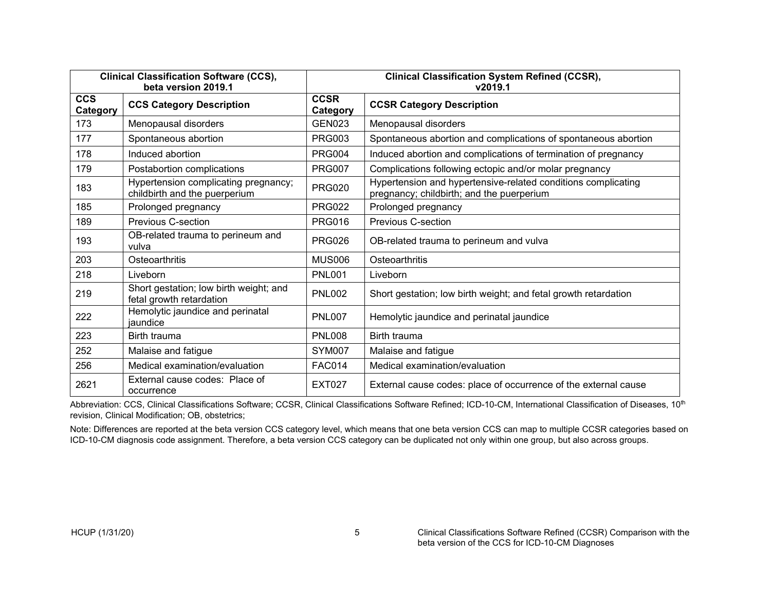| Clinical Classification Software (CCS), beta version 2019.1 | | Clinical Classification System Refined (CCSR), v2019.1 | |
|---|---|---|---|
| CCS Category | CCS Category Description | CCSR Category | CCSR Category Description |
| 173 | Menopausal disorders | GEN023 | Menopausal disorders |
| 177 | Spontaneous abortion | PRG003 | Spontaneous abortion and complications of spontaneous abortion |
| 178 | Induced abortion | PRG004 | Induced abortion and complications of termination of pregnancy |
| 179 | Postabortion complications | PRG007 | Complications following ectopic and/or molar pregnancy |
| 183 | Hypertension complicating pregnancy; childbirth and the puerperium | PRG020 | Hypertension and hypertensive-related conditions complicating pregnancy; childbirth; and the puerperium |
| 185 | Prolonged pregnancy | PRG022 | Prolonged pregnancy |
| 189 | Previous C-section | PRG016 | Previous C-section |
| 193 | OB-related trauma to perineum and vulva | PRG026 | OB-related trauma to perineum and vulva |
| 203 | Osteoarthritis | MUS006 | Osteoarthritis |
| 218 | Liveborn | PNL001 | Liveborn |
| 219 | Short gestation; low birth weight; and fetal growth retardation | PNL002 | Short gestation; low birth weight; and fetal growth retardation |
| 222 | Hemolytic jaundice and perinatal jaundice | PNL007 | Hemolytic jaundice and perinatal jaundice |
| 223 | Birth trauma | PNL008 | Birth trauma |
| 252 | Malaise and fatigue | SYM007 | Malaise and fatigue |
| 256 | Medical examination/evaluation | FAC014 | Medical examination/evaluation |
| 2621 | External cause codes: Place of occurrence | EXT027 | External cause codes: place of occurrence of the external cause |

Abbreviation: CCS, Clinical Classifications Software; CCSR, Clinical Classifications Software Refined; ICD-10-CM, International Classification of Diseases, 10th revision, Clinical Modification; OB, obstetrics;

Note: Differences are reported at the beta version CCS category level, which means that one beta version CCS can map to multiple CCSR categories based on ICD-10-CM diagnosis code assignment. Therefore, a beta version CCS category can be duplicated not only within one group, but also across groups.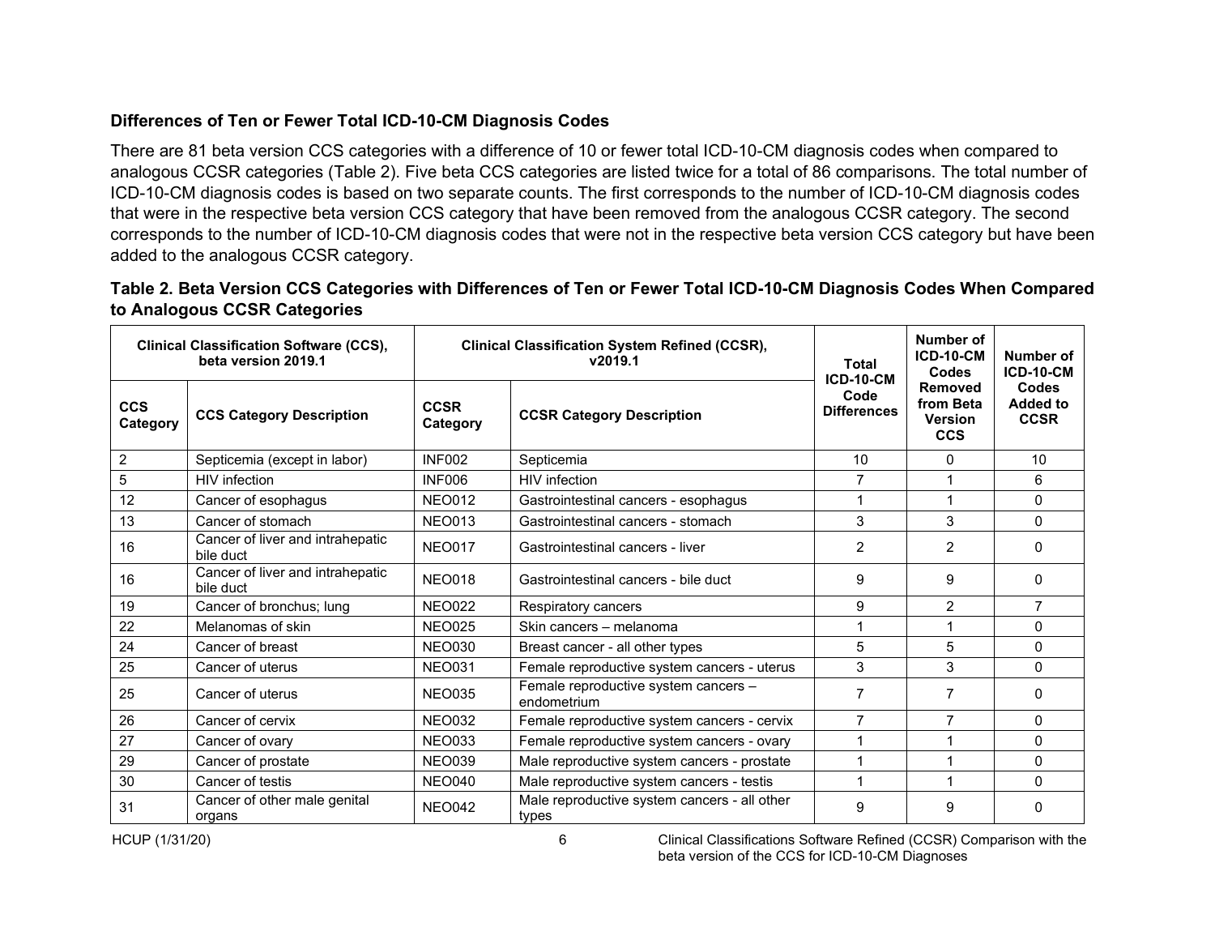### Differences of Ten or Fewer Total ICD-10-CM Diagnosis Codes

There are 81 beta version CCS categories with a difference of 10 or fewer total ICD-10-CM diagnosis codes when compared to analogous CCSR categories (Table 2). Five beta CCS categories are listed twice for a total of 86 comparisons. The total number of ICD-10-CM diagnosis codes is based on two separate counts. The first corresponds to the number of ICD-10-CM diagnosis codes that were in the respective beta version CCS category that have been removed from the analogous CCSR category. The second corresponds to the number of ICD-10-CM diagnosis codes that were not in the respective beta version CCS category but have been added to the analogous CCSR category.

**Table 2. Beta Version CCS Categories with Differences of Ten or Fewer Total ICD-10-CM Diagnosis Codes When Compared to Analogous CCSR Categories**

| Clinical Classification Software (CCS), beta version 2019.1 | | Clinical Classification System Refined (CCSR), v2019.1 | | Total ICD-10-CM Code Differences | Number of ICD-10-CM Codes Removed from Beta Version CCS | Number of ICD-10-CM Codes Added to CCSR |
|---|---|---|---|---|---|---|
| **CCS Category** | **CCS Category Description** | **CCSR Category** | **CCSR Category Description** | | | |
| 2 | Septicemia (except in labor) | INF002 | Septicemia | 10 | 0 | 10 |
| 5 | HIV infection | INF006 | HIV infection | 7 | 1 | 6 |
| 12 | Cancer of esophagus | NEO012 | Gastrointestinal cancers - esophagus | 1 | 1 | 0 |
| 13 | Cancer of stomach | NEO013 | Gastrointestinal cancers - stomach | 3 | 3 | 0 |
| 16 | Cancer of liver and intrahepatic bile duct | NEO017 | Gastrointestinal cancers - liver | 2 | 2 | 0 |
| 16 | Cancer of liver and intrahepatic bile duct | NEO018 | Gastrointestinal cancers - bile duct | 9 | 9 | 0 |
| 19 | Cancer of bronchus; lung | NEO022 | Respiratory cancers | 9 | 2 | 7 |
| 22 | Melanomas of skin | NEO025 | Skin cancers – melanoma | 1 | 1 | 0 |
| 24 | Cancer of breast | NEO030 | Breast cancer - all other types | 5 | 5 | 0 |
| 25 | Cancer of uterus | NEO031 | Female reproductive system cancers - uterus | 3 | 3 | 0 |
| 25 | Cancer of uterus | NEO035 | Female reproductive system cancers – endometrium | 7 | 7 | 0 |
| 26 | Cancer of cervix | NEO032 | Female reproductive system cancers - cervix | 7 | 7 | 0 |
| 27 | Cancer of ovary | NEO033 | Female reproductive system cancers - ovary | 1 | 1 | 0 |
| 29 | Cancer of prostate | NEO039 | Male reproductive system cancers - prostate | 1 | 1 | 0 |
| 30 | Cancer of testis | NEO040 | Male reproductive system cancers - testis | 1 | 1 | 0 |
| 31 | Cancer of other male genital organs | NEO042 | Male reproductive system cancers - all other types | 9 | 9 | 0 |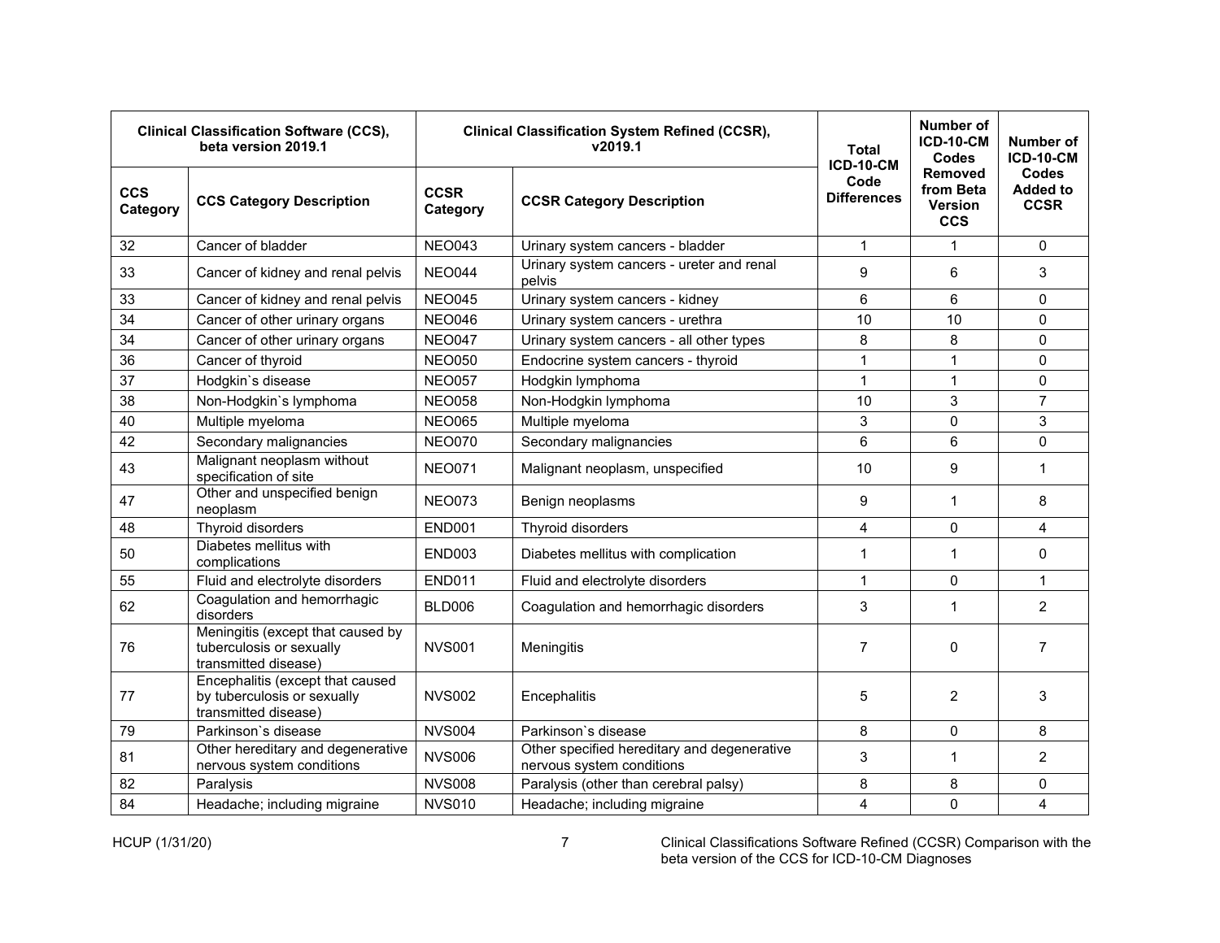| Clinical Classification Software (CCS), beta version 2019.1 | | Clinical Classification System Refined (CCSR), v2019.1 | | Total ICD-10-CM Code Differences | Number of ICD-10-CM Codes Removed from Beta Version CCS | Number of ICD-10-CM Codes Added to CCSR |
|---|---|---|---|---|---|---|
| **CCS Category** | **CCS Category Description** | **CCSR Category** | **CCSR Category Description** | | | |
| 32 | Cancer of bladder | NEO043 | Urinary system cancers - bladder | 1 | 1 | 0 |
| 33 | Cancer of kidney and renal pelvis | NEO044 | Urinary system cancers - ureter and renal pelvis | 9 | 6 | 3 |
| 33 | Cancer of kidney and renal pelvis | NEO045 | Urinary system cancers - kidney | 6 | 6 | 0 |
| 34 | Cancer of other urinary organs | NEO046 | Urinary system cancers - urethra | 10 | 10 | 0 |
| 34 | Cancer of other urinary organs | NEO047 | Urinary system cancers - all other types | 8 | 8 | 0 |
| 36 | Cancer of thyroid | NEO050 | Endocrine system cancers - thyroid | 1 | 1 | 0 |
| 37 | Hodgkin`s disease | NEO057 | Hodgkin lymphoma | 1 | 1 | 0 |
| 38 | Non-Hodgkin`s lymphoma | NEO058 | Non-Hodgkin lymphoma | 10 | 3 | 7 |
| 40 | Multiple myeloma | NEO065 | Multiple myeloma | 3 | 0 | 3 |
| 42 | Secondary malignancies | NEO070 | Secondary malignancies | 6 | 6 | 0 |
| 43 | Malignant neoplasm without specification of site | NEO071 | Malignant neoplasm, unspecified | 10 | 9 | 1 |
| 47 | Other and unspecified benign neoplasm | NEO073 | Benign neoplasms | 9 | 1 | 8 |
| 48 | Thyroid disorders | END001 | Thyroid disorders | 4 | 0 | 4 |
| 50 | Diabetes mellitus with complications | END003 | Diabetes mellitus with complication | 1 | 1 | 0 |
| 55 | Fluid and electrolyte disorders | END011 | Fluid and electrolyte disorders | 1 | 0 | 1 |
| 62 | Coagulation and hemorrhagic disorders | BLD006 | Coagulation and hemorrhagic disorders | 3 | 1 | 2 |
| 76 | Meningitis (except that caused by tuberculosis or sexually transmitted disease) | NVS001 | Meningitis | 7 | 0 | 7 |
| 77 | Encephalitis (except that caused by tuberculosis or sexually transmitted disease) | NVS002 | Encephalitis | 5 | 2 | 3 |
| 79 | Parkinson`s disease | NVS004 | Parkinson`s disease | 8 | 0 | 8 |
| 81 | Other hereditary and degenerative nervous system conditions | NVS006 | Other specified hereditary and degenerative nervous system conditions | 3 | 1 | 2 |
| 82 | Paralysis | NVS008 | Paralysis (other than cerebral palsy) | 8 | 8 | 0 |
| 84 | Headache; including migraine | NVS010 | Headache; including migraine | 4 | 0 | 4 |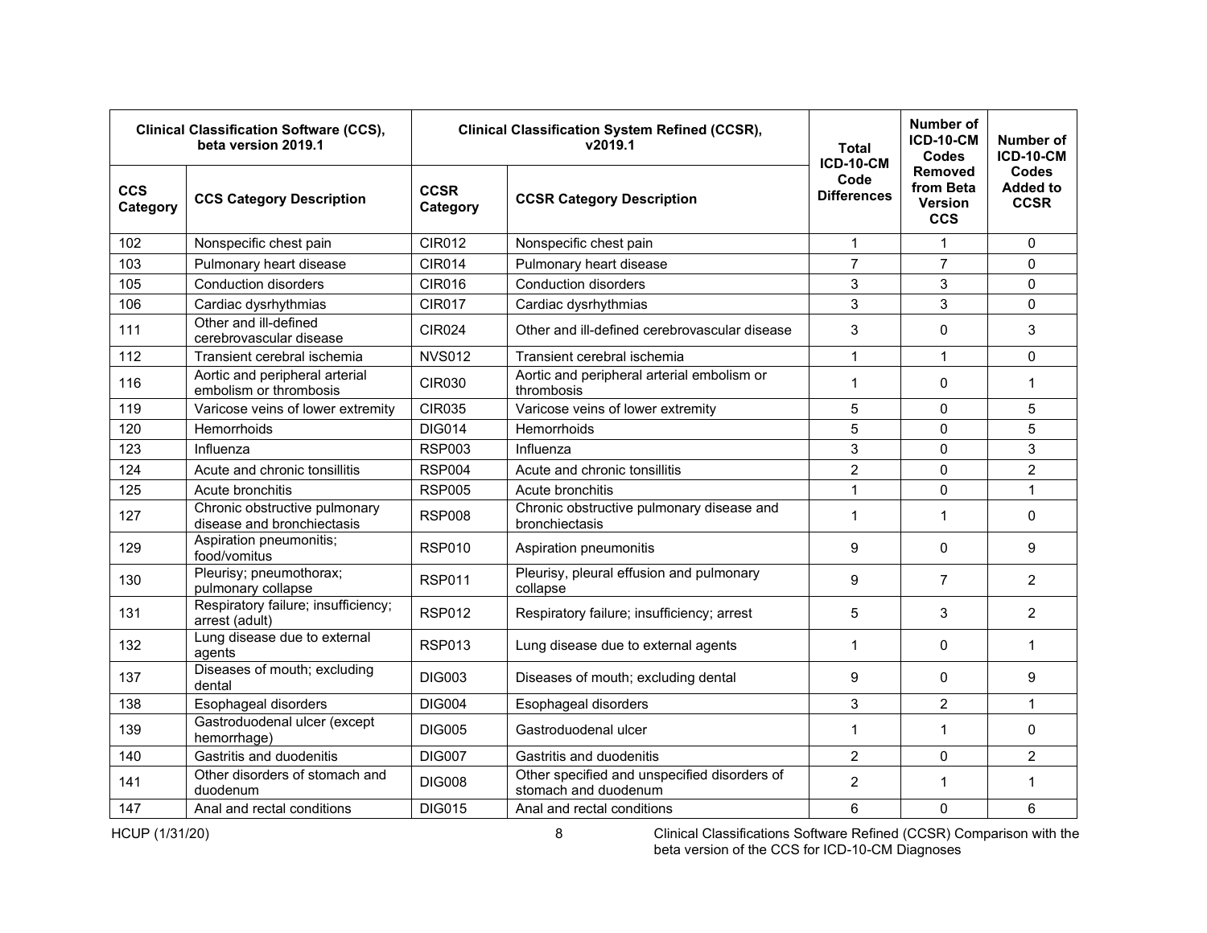| Clinical Classification Software (CCS), beta version 2019.1 | | Clinical Classification System Refined (CCSR), v2019.1 | | Total ICD-10-CM Code Differences | Number of ICD-10-CM Codes Removed from Beta Version CCS | Number of ICD-10-CM Codes Added to CCSR |
|---|---|---|---|---|---|---|
| CCS Category | CCS Category Description | CCSR Category | CCSR Category Description | | | |
| 102 | Nonspecific chest pain | CIR012 | Nonspecific chest pain | 1 | 1 | 0 |
| 103 | Pulmonary heart disease | CIR014 | Pulmonary heart disease | 7 | 7 | 0 |
| 105 | Conduction disorders | CIR016 | Conduction disorders | 3 | 3 | 0 |
| 106 | Cardiac dysrhythmias | CIR017 | Cardiac dysrhythmias | 3 | 3 | 0 |
| 111 | Other and ill-defined cerebrovascular disease | CIR024 | Other and ill-defined cerebrovascular disease | 3 | 0 | 3 |
| 112 | Transient cerebral ischemia | NVS012 | Transient cerebral ischemia | 1 | 1 | 0 |
| 116 | Aortic and peripheral arterial embolism or thrombosis | CIR030 | Aortic and peripheral arterial embolism or thrombosis | 1 | 0 | 1 |
| 119 | Varicose veins of lower extremity | CIR035 | Varicose veins of lower extremity | 5 | 0 | 5 |
| 120 | Hemorrhoids | DIG014 | Hemorrhoids | 5 | 0 | 5 |
| 123 | Influenza | RSP003 | Influenza | 3 | 0 | 3 |
| 124 | Acute and chronic tonsillitis | RSP004 | Acute and chronic tonsillitis | 2 | 0 | 2 |
| 125 | Acute bronchitis | RSP005 | Acute bronchitis | 1 | 0 | 1 |
| 127 | Chronic obstructive pulmonary disease and bronchiectasis | RSP008 | Chronic obstructive pulmonary disease and bronchiectasis | 1 | 1 | 0 |
| 129 | Aspiration pneumonitis; food/vomitus | RSP010 | Aspiration pneumonitis | 9 | 0 | 9 |
| 130 | Pleurisy; pneumothorax; pulmonary collapse | RSP011 | Pleurisy, pleural effusion and pulmonary collapse | 9 | 7 | 2 |
| 131 | Respiratory failure; insufficiency; arrest (adult) | RSP012 | Respiratory failure; insufficiency; arrest | 5 | 3 | 2 |
| 132 | Lung disease due to external agents | RSP013 | Lung disease due to external agents | 1 | 0 | 1 |
| 137 | Diseases of mouth; excluding dental | DIG003 | Diseases of mouth; excluding dental | 9 | 0 | 9 |
| 138 | Esophageal disorders | DIG004 | Esophageal disorders | 3 | 2 | 1 |
| 139 | Gastroduodenal ulcer (except hemorrhage) | DIG005 | Gastroduodenal ulcer | 1 | 1 | 0 |
| 140 | Gastritis and duodenitis | DIG007 | Gastritis and duodenitis | 2 | 0 | 2 |
| 141 | Other disorders of stomach and duodenum | DIG008 | Other specified and unspecified disorders of stomach and duodenum | 2 | 1 | 1 |
| 147 | Anal and rectal conditions | DIG015 | Anal and rectal conditions | 6 | 0 | 6 |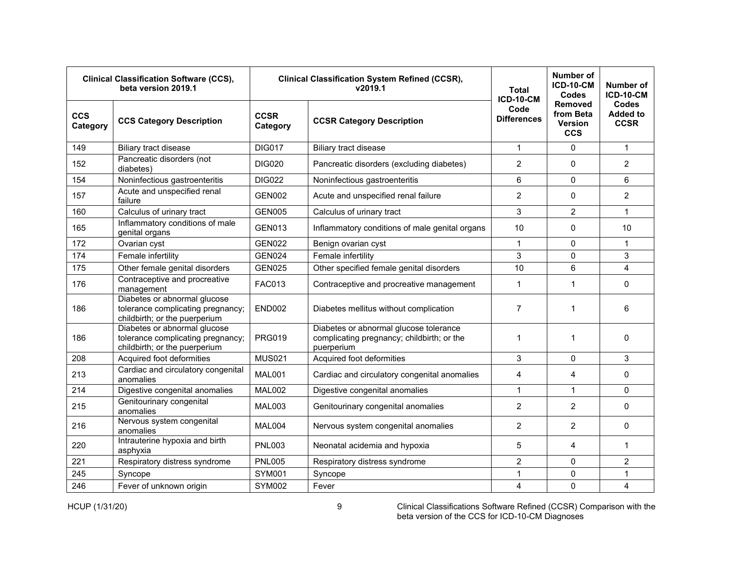| Clinical Classification Software (CCS), beta version 2019.1 | | Clinical Classification System Refined (CCSR), v2019.1 | | Total ICD-10-CM Code Differences | Number of ICD-10-CM Codes Removed from Beta Version CCS | Number of ICD-10-CM Codes Added to CCSR |
|---|---|---|---|---|---|---|
| CCS Category | CCS Category Description | CCSR Category | CCSR Category Description | | | |
| 149 | Biliary tract disease | DIG017 | Biliary tract disease | 1 | 0 | 1 |
| 152 | Pancreatic disorders (not diabetes) | DIG020 | Pancreatic disorders (excluding diabetes) | 2 | 0 | 2 |
| 154 | Noninfectious gastroenteritis | DIG022 | Noninfectious gastroenteritis | 6 | 0 | 6 |
| 157 | Acute and unspecified renal failure | GEN002 | Acute and unspecified renal failure | 2 | 0 | 2 |
| 160 | Calculus of urinary tract | GEN005 | Calculus of urinary tract | 3 | 2 | 1 |
| 165 | Inflammatory conditions of male genital organs | GEN013 | Inflammatory conditions of male genital organs | 10 | 0 | 10 |
| 172 | Ovarian cyst | GEN022 | Benign ovarian cyst | 1 | 0 | 1 |
| 174 | Female infertility | GEN024 | Female infertility | 3 | 0 | 3 |
| 175 | Other female genital disorders | GEN025 | Other specified female genital disorders | 10 | 6 | 4 |
| 176 | Contraceptive and procreative management | FAC013 | Contraceptive and procreative management | 1 | 1 | 0 |
| 186 | Diabetes or abnormal glucose tolerance complicating pregnancy; childbirth; or the puerperium | END002 | Diabetes mellitus without complication | 7 | 1 | 6 |
| 186 | Diabetes or abnormal glucose tolerance complicating pregnancy; childbirth; or the puerperium | PRG019 | Diabetes or abnormal glucose tolerance complicating pregnancy; childbirth; or the puerperium | 1 | 1 | 0 |
| 208 | Acquired foot deformities | MUS021 | Acquired foot deformities | 3 | 0 | 3 |
| 213 | Cardiac and circulatory congenital anomalies | MAL001 | Cardiac and circulatory congenital anomalies | 4 | 4 | 0 |
| 214 | Digestive congenital anomalies | MAL002 | Digestive congenital anomalies | 1 | 1 | 0 |
| 215 | Genitourinary congenital anomalies | MAL003 | Genitourinary congenital anomalies | 2 | 2 | 0 |
| 216 | Nervous system congenital anomalies | MAL004 | Nervous system congenital anomalies | 2 | 2 | 0 |
| 220 | Intrauterine hypoxia and birth asphyxia | PNL003 | Neonatal acidemia and hypoxia | 5 | 4 | 1 |
| 221 | Respiratory distress syndrome | PNL005 | Respiratory distress syndrome | 2 | 0 | 2 |
| 245 | Syncope | SYM001 | Syncope | 1 | 0 | 1 |
| 246 | Fever of unknown origin | SYM002 | Fever | 4 | 0 | 4 |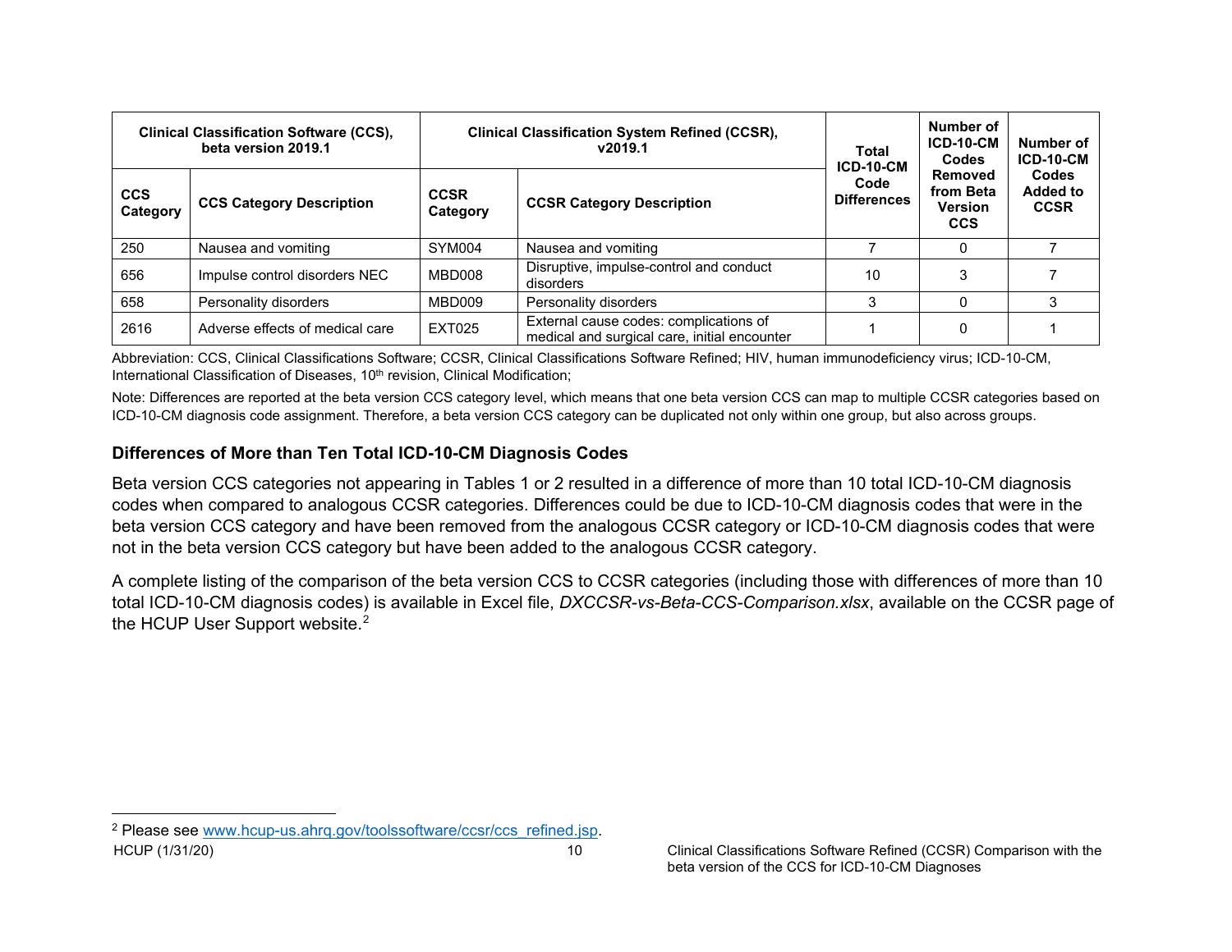| Clinical Classification Software (CCS), beta version 2019.1 | | Clinical Classification System Refined (CCSR), v2019.1 | | Total ICD-10-CM Code Differences | Number of ICD-10-CM Codes Removed from Beta Version CCS | Number of ICD-10-CM Codes Added to CCSR |
|---|---|---|---|---|---|---|
| **CCS Category** | **CCS Category Description** | **CCSR Category** | **CCSR Category Description** | | | |
| 250 | Nausea and vomiting | SYM004 | Nausea and vomiting | 7 | 0 | 7 |
| 656 | Impulse control disorders NEC | MBD008 | Disruptive, impulse-control and conduct disorders | 10 | 3 | 7 |
| 658 | Personality disorders | MBD009 | Personality disorders | 3 | 0 | 3 |
| 2616 | Adverse effects of medical care | EXT025 | External cause codes: complications of medical and surgical care, initial encounter | 1 | 0 | 1 |

Abbreviation: CCS, Clinical Classifications Software; CCSR, Clinical Classifications Software Refined; HIV, human immunodeficiency virus; ICD-10-CM, International Classification of Diseases, 10th revision, Clinical Modification;

Note: Differences are reported at the beta version CCS category level, which means that one beta version CCS can map to multiple CCSR categories based on ICD-10-CM diagnosis code assignment. Therefore, a beta version CCS category can be duplicated not only within one group, but also across groups.

### Differences of More than Ten Total ICD-10-CM Diagnosis Codes

Beta version CCS categories not appearing in Tables 1 or 2 resulted in a difference of more than 10 total ICD-10-CM diagnosis codes when compared to analogous CCSR categories. Differences could be due to ICD-10-CM diagnosis codes that were in the beta version CCS category and have been removed from the analogous CCSR category or ICD-10-CM diagnosis codes that were not in the beta version CCS category but have been added to the analogous CCSR category.

A complete listing of the comparison of the beta version CCS to CCSR categories (including those with differences of more than 10 total ICD-10-CM diagnosis codes) is available in Excel file, *DXCCSR-vs-Beta-CCS-Comparison.xlsx*, available on the CCSR page of the HCUP User Support website.[2]

[2] Please see www.hcup-us.ahrq.gov/toolssoftware/ccsr/ccs_refined.jsp.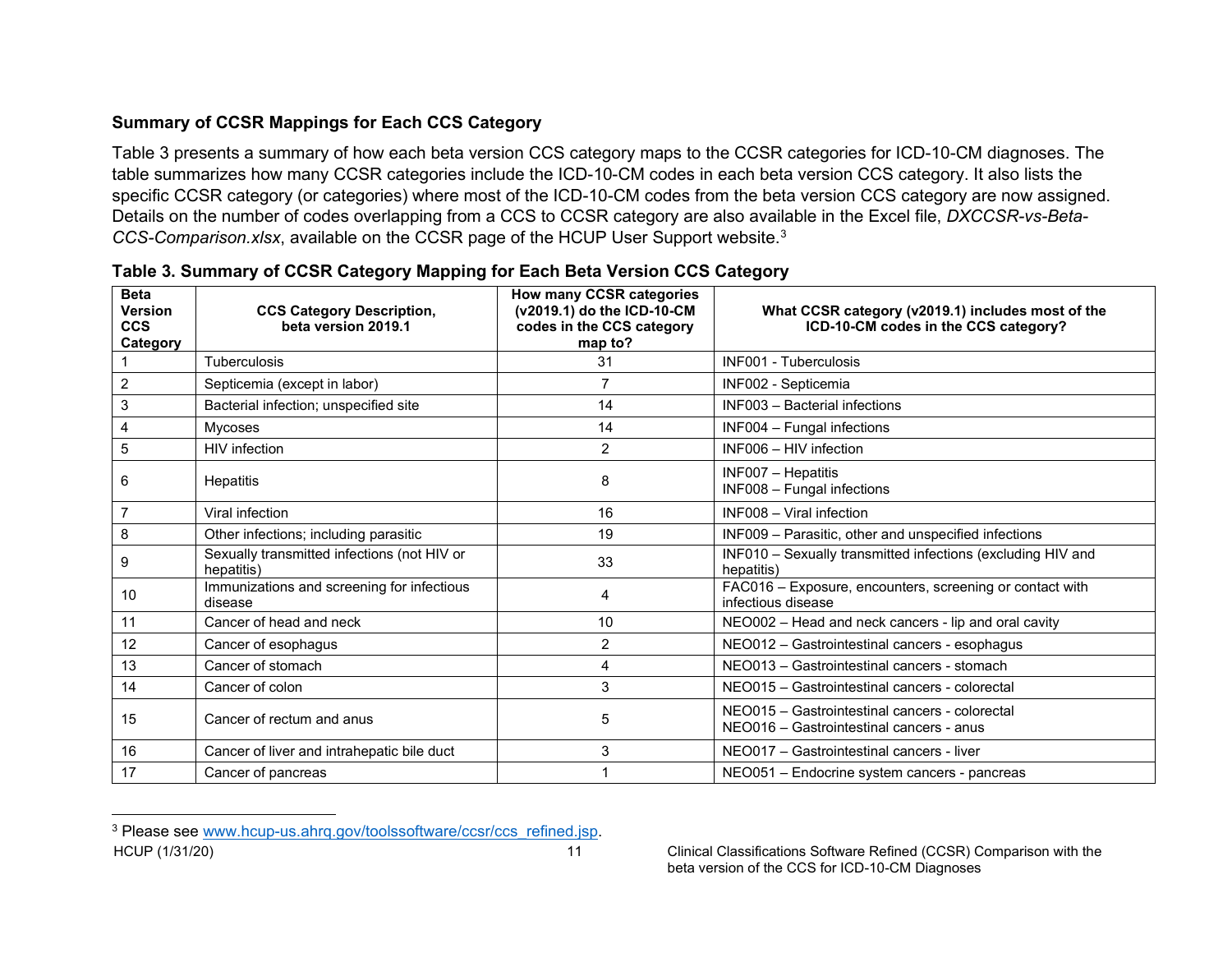## Summary of CCSR Mappings for Each CCS Category

Table 3 presents a summary of how each beta version CCS category maps to the CCSR categories for ICD-10-CM diagnoses. The table summarizes how many CCSR categories include the ICD-10-CM codes in each beta version CCS category. It also lists the specific CCSR category (or categories) where most of the ICD-10-CM codes from the beta version CCS category are now assigned. Details on the number of codes overlapping from a CCS to CCSR category are also available in the Excel file, *DXCCSR-vs-Beta-CCS-Comparison.xlsx*, available on the CCSR page of the HCUP User Support website.[3]

**Table 3. Summary of CCSR Category Mapping for Each Beta Version CCS Category**

| Beta Version CCS Category | CCS Category Description, beta version 2019.1 | How many CCSR categories (v2019.1) do the ICD-10-CM codes in the CCS category map to? | What CCSR category (v2019.1) includes most of the ICD-10-CM codes in the CCS category? |
|---|---|---|---|
| 1 | Tuberculosis | 31 | INF001 - Tuberculosis |
| 2 | Septicemia (except in labor) | 7 | INF002 - Septicemia |
| 3 | Bacterial infection; unspecified site | 14 | INF003 – Bacterial infections |
| 4 | Mycoses | 14 | INF004 – Fungal infections |
| 5 | HIV infection | 2 | INF006 – HIV infection |
| 6 | Hepatitis | 8 | INF007 – Hepatitis<br>INF008 – Fungal infections |
| 7 | Viral infection | 16 | INF008 – Viral infection |
| 8 | Other infections; including parasitic | 19 | INF009 – Parasitic, other and unspecified infections |
| 9 | Sexually transmitted infections (not HIV or hepatitis) | 33 | INF010 – Sexually transmitted infections (excluding HIV and hepatitis) |
| 10 | Immunizations and screening for infectious disease | 4 | FAC016 – Exposure, encounters, screening or contact with infectious disease |
| 11 | Cancer of head and neck | 10 | NEO002 – Head and neck cancers - lip and oral cavity |
| 12 | Cancer of esophagus | 2 | NEO012 – Gastrointestinal cancers - esophagus |
| 13 | Cancer of stomach | 4 | NEO013 – Gastrointestinal cancers - stomach |
| 14 | Cancer of colon | 3 | NEO015 – Gastrointestinal cancers - colorectal |
| 15 | Cancer of rectum and anus | 5 | NEO015 – Gastrointestinal cancers - colorectal<br>NEO016 – Gastrointestinal cancers - anus |
| 16 | Cancer of liver and intrahepatic bile duct | 3 | NEO017 – Gastrointestinal cancers - liver |
| 17 | Cancer of pancreas | 1 | NEO051 – Endocrine system cancers - pancreas |

[3] Please see www.hcup-us.ahrq.gov/toolssoftware/ccsr/ccs_refined.jsp.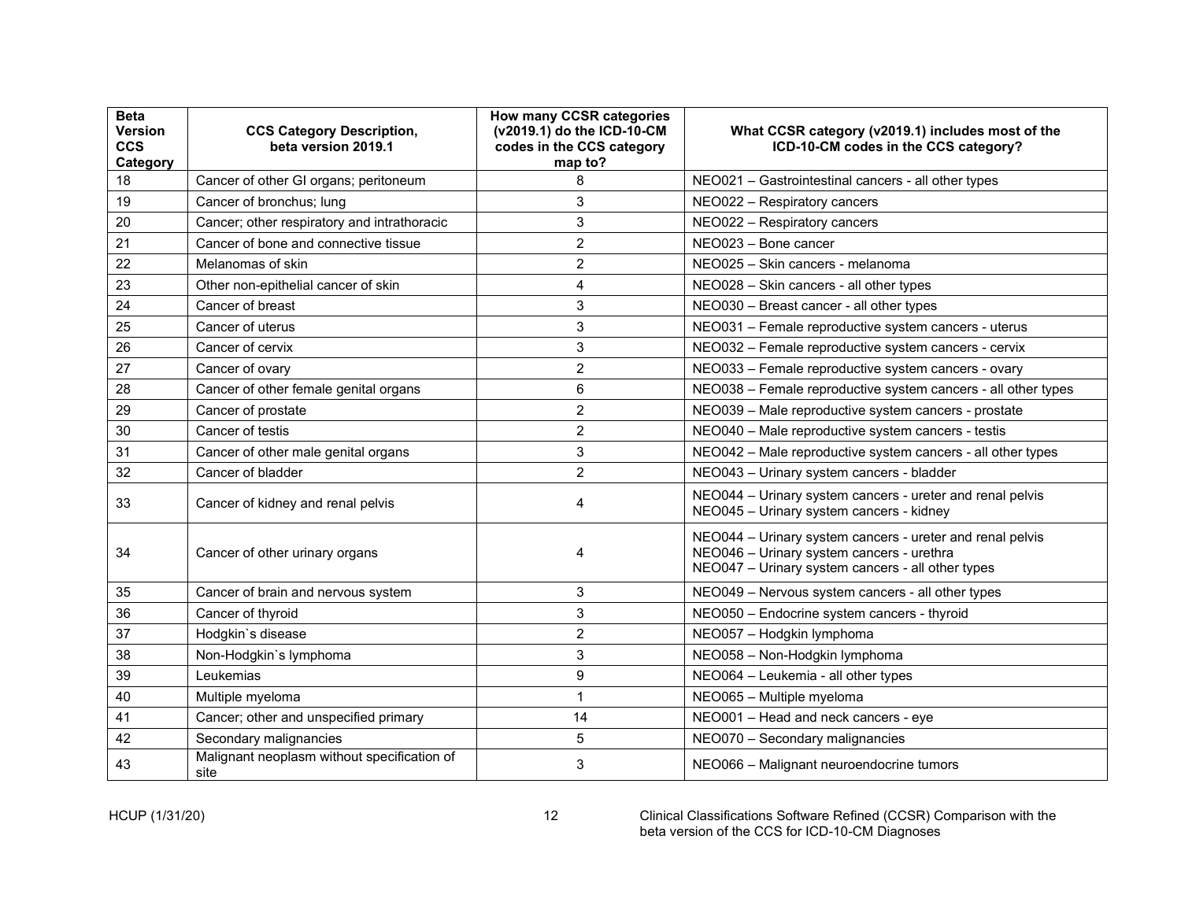| Beta Version CCS Category | CCS Category Description, beta version 2019.1 | How many CCSR categories (v2019.1) do the ICD-10-CM codes in the CCS category map to? | What CCSR category (v2019.1) includes most of the ICD-10-CM codes in the CCS category? |
|---|---|---|---|
| 18 | Cancer of other GI organs; peritoneum | 8 | NEO021 – Gastrointestinal cancers - all other types |
| 19 | Cancer of bronchus; lung | 3 | NEO022 – Respiratory cancers |
| 20 | Cancer; other respiratory and intrathoracic | 3 | NEO022 – Respiratory cancers |
| 21 | Cancer of bone and connective tissue | 2 | NEO023 – Bone cancer |
| 22 | Melanomas of skin | 2 | NEO025 – Skin cancers - melanoma |
| 23 | Other non-epithelial cancer of skin | 4 | NEO028 – Skin cancers - all other types |
| 24 | Cancer of breast | 3 | NEO030 – Breast cancer - all other types |
| 25 | Cancer of uterus | 3 | NEO031 – Female reproductive system cancers - uterus |
| 26 | Cancer of cervix | 3 | NEO032 – Female reproductive system cancers - cervix |
| 27 | Cancer of ovary | 2 | NEO033 – Female reproductive system cancers - ovary |
| 28 | Cancer of other female genital organs | 6 | NEO038 – Female reproductive system cancers - all other types |
| 29 | Cancer of prostate | 2 | NEO039 – Male reproductive system cancers - prostate |
| 30 | Cancer of testis | 2 | NEO040 – Male reproductive system cancers - testis |
| 31 | Cancer of other male genital organs | 3 | NEO042 – Male reproductive system cancers - all other types |
| 32 | Cancer of bladder | 2 | NEO043 – Urinary system cancers - bladder |
| 33 | Cancer of kidney and renal pelvis | 4 | NEO044 – Urinary system cancers - ureter and renal pelvis<br>NEO045 – Urinary system cancers - kidney |
| 34 | Cancer of other urinary organs | 4 | NEO044 – Urinary system cancers - ureter and renal pelvis<br>NEO046 – Urinary system cancers - urethra<br>NEO047 – Urinary system cancers - all other types |
| 35 | Cancer of brain and nervous system | 3 | NEO049 – Nervous system cancers - all other types |
| 36 | Cancer of thyroid | 3 | NEO050 – Endocrine system cancers - thyroid |
| 37 | Hodgkin`s disease | 2 | NEO057 – Hodgkin lymphoma |
| 38 | Non-Hodgkin`s lymphoma | 3 | NEO058 – Non-Hodgkin lymphoma |
| 39 | Leukemias | 9 | NEO064 – Leukemia - all other types |
| 40 | Multiple myeloma | 1 | NEO065 – Multiple myeloma |
| 41 | Cancer; other and unspecified primary | 14 | NEO001 – Head and neck cancers - eye |
| 42 | Secondary malignancies | 5 | NEO070 – Secondary malignancies |
| 43 | Malignant neoplasm without specification of site | 3 | NEO066 – Malignant neuroendocrine tumors |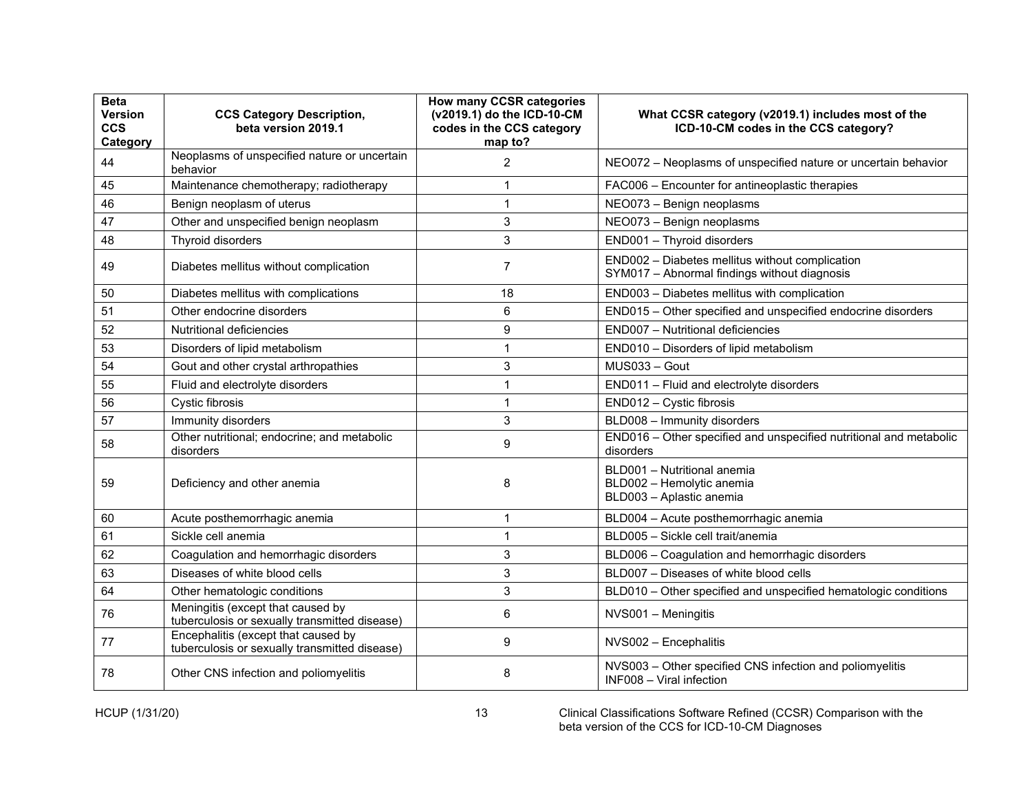| Beta Version CCS Category | CCS Category Description, beta version 2019.1 | How many CCSR categories (v2019.1) do the ICD-10-CM codes in the CCS category map to? | What CCSR category (v2019.1) includes most of the ICD-10-CM codes in the CCS category? |
|---|---|---|---|
| 44 | Neoplasms of unspecified nature or uncertain behavior | 2 | NEO072 – Neoplasms of unspecified nature or uncertain behavior |
| 45 | Maintenance chemotherapy; radiotherapy | 1 | FAC006 – Encounter for antineoplastic therapies |
| 46 | Benign neoplasm of uterus | 1 | NEO073 – Benign neoplasms |
| 47 | Other and unspecified benign neoplasm | 3 | NEO073 – Benign neoplasms |
| 48 | Thyroid disorders | 3 | END001 – Thyroid disorders |
| 49 | Diabetes mellitus without complication | 7 | END002 – Diabetes mellitus without complication<br>SYM017 – Abnormal findings without diagnosis |
| 50 | Diabetes mellitus with complications | 18 | END003 – Diabetes mellitus with complication |
| 51 | Other endocrine disorders | 6 | END015 – Other specified and unspecified endocrine disorders |
| 52 | Nutritional deficiencies | 9 | END007 – Nutritional deficiencies |
| 53 | Disorders of lipid metabolism | 1 | END010 – Disorders of lipid metabolism |
| 54 | Gout and other crystal arthropathies | 3 | MUS033 – Gout |
| 55 | Fluid and electrolyte disorders | 1 | END011 – Fluid and electrolyte disorders |
| 56 | Cystic fibrosis | 1 | END012 – Cystic fibrosis |
| 57 | Immunity disorders | 3 | BLD008 – Immunity disorders |
| 58 | Other nutritional; endocrine; and metabolic disorders | 9 | END016 – Other specified and unspecified nutritional and metabolic disorders |
| 59 | Deficiency and other anemia | 8 | BLD001 – Nutritional anemia<br>BLD002 – Hemolytic anemia<br>BLD003 – Aplastic anemia |
| 60 | Acute posthemorrhagic anemia | 1 | BLD004 – Acute posthemorrhagic anemia |
| 61 | Sickle cell anemia | 1 | BLD005 – Sickle cell trait/anemia |
| 62 | Coagulation and hemorrhagic disorders | 3 | BLD006 – Coagulation and hemorrhagic disorders |
| 63 | Diseases of white blood cells | 3 | BLD007 – Diseases of white blood cells |
| 64 | Other hematologic conditions | 3 | BLD010 – Other specified and unspecified hematologic conditions |
| 76 | Meningitis (except that caused by tuberculosis or sexually transmitted disease) | 6 | NVS001 – Meningitis |
| 77 | Encephalitis (except that caused by tuberculosis or sexually transmitted disease) | 9 | NVS002 – Encephalitis |
| 78 | Other CNS infection and poliomyelitis | 8 | NVS003 – Other specified CNS infection and poliomyelitis<br>INF008 – Viral infection |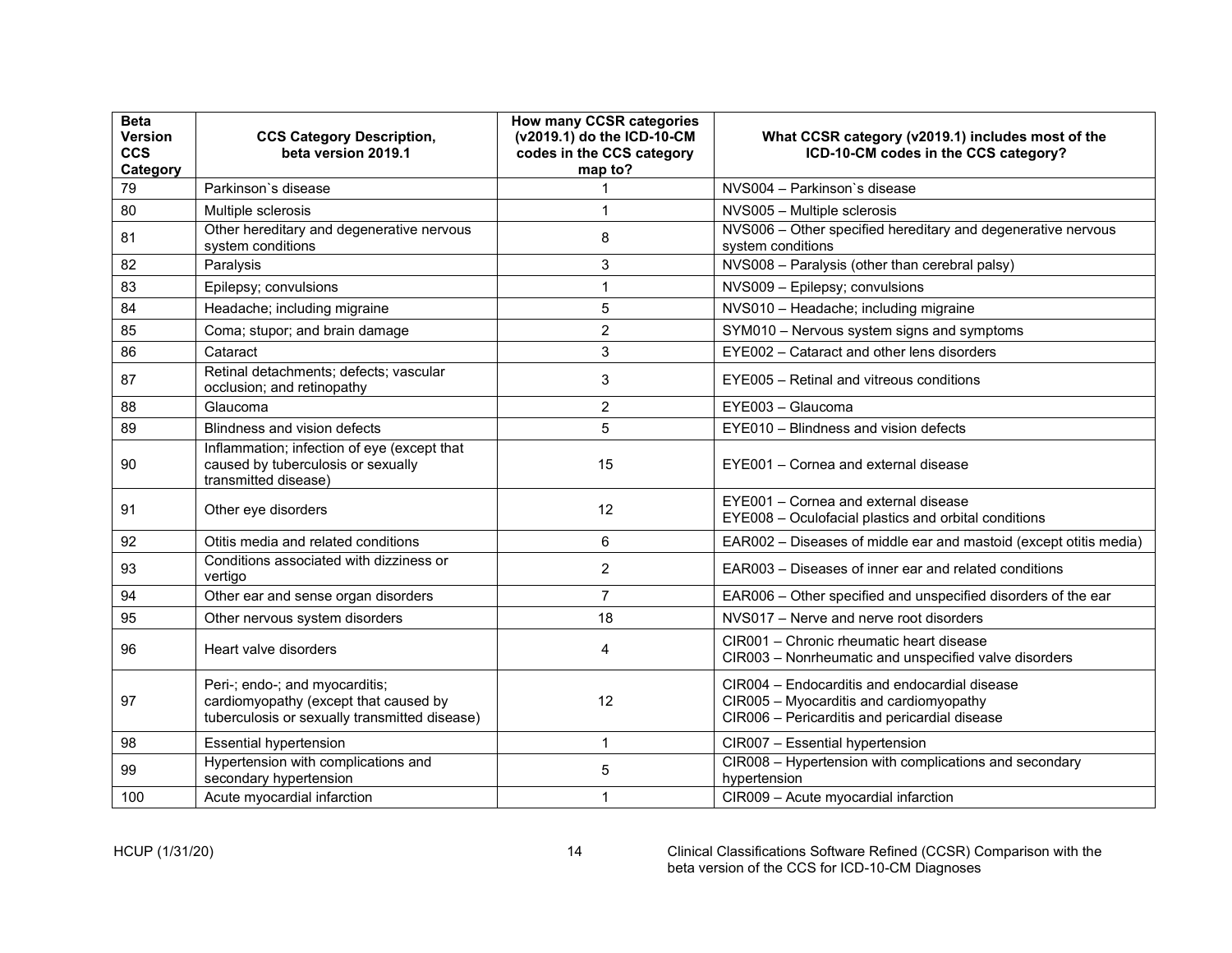| Beta Version CCS Category | CCS Category Description, beta version 2019.1 | How many CCSR categories (v2019.1) do the ICD-10-CM codes in the CCS category map to? | What CCSR category (v2019.1) includes most of the ICD-10-CM codes in the CCS category? |
|---|---|---|---|
| 79 | Parkinson`s disease | 1 | NVS004 – Parkinson`s disease |
| 80 | Multiple sclerosis | 1 | NVS005 – Multiple sclerosis |
| 81 | Other hereditary and degenerative nervous system conditions | 8 | NVS006 – Other specified hereditary and degenerative nervous system conditions |
| 82 | Paralysis | 3 | NVS008 – Paralysis (other than cerebral palsy) |
| 83 | Epilepsy; convulsions | 1 | NVS009 – Epilepsy; convulsions |
| 84 | Headache; including migraine | 5 | NVS010 – Headache; including migraine |
| 85 | Coma; stupor; and brain damage | 2 | SYM010 – Nervous system signs and symptoms |
| 86 | Cataract | 3 | EYE002 – Cataract and other lens disorders |
| 87 | Retinal detachments; defects; vascular occlusion; and retinopathy | 3 | EYE005 – Retinal and vitreous conditions |
| 88 | Glaucoma | 2 | EYE003 – Glaucoma |
| 89 | Blindness and vision defects | 5 | EYE010 – Blindness and vision defects |
| 90 | Inflammation; infection of eye (except that caused by tuberculosis or sexually transmitted disease) | 15 | EYE001 – Cornea and external disease |
| 91 | Other eye disorders | 12 | EYE001 – Cornea and external disease<br>EYE008 – Oculofacial plastics and orbital conditions |
| 92 | Otitis media and related conditions | 6 | EAR002 – Diseases of middle ear and mastoid (except otitis media) |
| 93 | Conditions associated with dizziness or vertigo | 2 | EAR003 – Diseases of inner ear and related conditions |
| 94 | Other ear and sense organ disorders | 7 | EAR006 – Other specified and unspecified disorders of the ear |
| 95 | Other nervous system disorders | 18 | NVS017 – Nerve and nerve root disorders |
| 96 | Heart valve disorders | 4 | CIR001 – Chronic rheumatic heart disease<br>CIR003 – Nonrheumatic and unspecified valve disorders |
| 97 | Peri-; endo-; and myocarditis; cardiomyopathy (except that caused by tuberculosis or sexually transmitted disease) | 12 | CIR004 – Endocarditis and endocardial disease<br>CIR005 – Myocarditis and cardiomyopathy<br>CIR006 – Pericarditis and pericardial disease |
| 98 | Essential hypertension | 1 | CIR007 – Essential hypertension |
| 99 | Hypertension with complications and secondary hypertension | 5 | CIR008 – Hypertension with complications and secondary hypertension |
| 100 | Acute myocardial infarction | 1 | CIR009 – Acute myocardial infarction |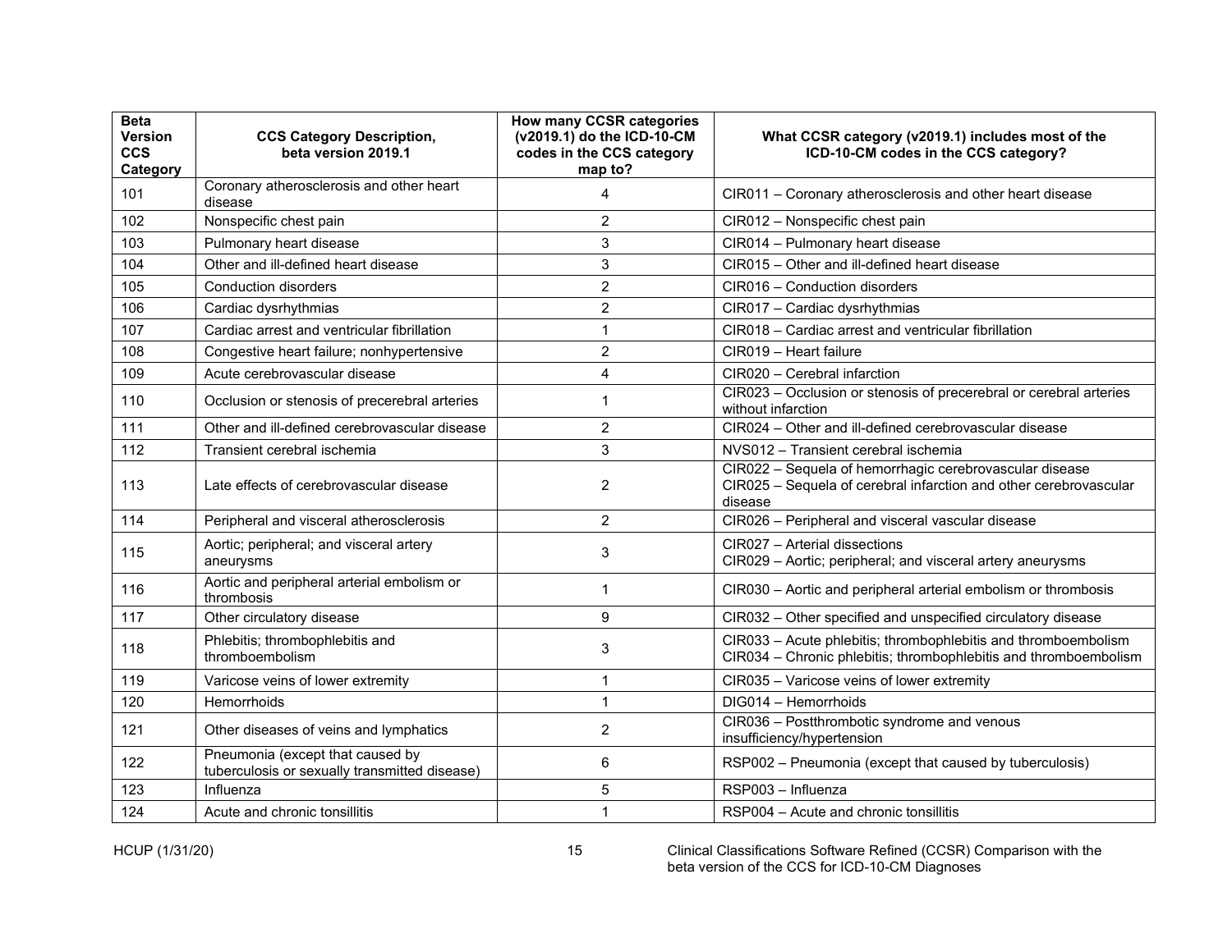| Beta Version CCS Category | CCS Category Description, beta version 2019.1 | How many CCSR categories (v2019.1) do the ICD-10-CM codes in the CCS category map to? | What CCSR category (v2019.1) includes most of the ICD-10-CM codes in the CCS category? |
|---|---|---|---|
| 101 | Coronary atherosclerosis and other heart disease | 4 | CIR011 – Coronary atherosclerosis and other heart disease |
| 102 | Nonspecific chest pain | 2 | CIR012 – Nonspecific chest pain |
| 103 | Pulmonary heart disease | 3 | CIR014 – Pulmonary heart disease |
| 104 | Other and ill-defined heart disease | 3 | CIR015 – Other and ill-defined heart disease |
| 105 | Conduction disorders | 2 | CIR016 – Conduction disorders |
| 106 | Cardiac dysrhythmias | 2 | CIR017 – Cardiac dysrhythmias |
| 107 | Cardiac arrest and ventricular fibrillation | 1 | CIR018 – Cardiac arrest and ventricular fibrillation |
| 108 | Congestive heart failure; nonhypertensive | 2 | CIR019 – Heart failure |
| 109 | Acute cerebrovascular disease | 4 | CIR020 – Cerebral infarction |
| 110 | Occlusion or stenosis of precerebral arteries | 1 | CIR023 – Occlusion or stenosis of precerebral or cerebral arteries without infarction |
| 111 | Other and ill-defined cerebrovascular disease | 2 | CIR024 – Other and ill-defined cerebrovascular disease |
| 112 | Transient cerebral ischemia | 3 | NVS012 – Transient cerebral ischemia |
| 113 | Late effects of cerebrovascular disease | 2 | CIR022 – Sequela of hemorrhagic cerebrovascular disease<br>CIR025 – Sequela of cerebral infarction and other cerebrovascular disease |
| 114 | Peripheral and visceral atherosclerosis | 2 | CIR026 – Peripheral and visceral vascular disease |
| 115 | Aortic; peripheral; and visceral artery aneurysms | 3 | CIR027 – Arterial dissections<br>CIR029 – Aortic; peripheral; and visceral artery aneurysms |
| 116 | Aortic and peripheral arterial embolism or thrombosis | 1 | CIR030 – Aortic and peripheral arterial embolism or thrombosis |
| 117 | Other circulatory disease | 9 | CIR032 – Other specified and unspecified circulatory disease |
| 118 | Phlebitis; thrombophlebitis and thromboembolism | 3 | CIR033 – Acute phlebitis; thrombophlebitis and thromboembolism<br>CIR034 – Chronic phlebitis; thrombophlebitis and thromboembolism |
| 119 | Varicose veins of lower extremity | 1 | CIR035 – Varicose veins of lower extremity |
| 120 | Hemorrhoids | 1 | DIG014 – Hemorrhoids |
| 121 | Other diseases of veins and lymphatics | 2 | CIR036 – Postthrombotic syndrome and venous insufficiency/hypertension |
| 122 | Pneumonia (except that caused by tuberculosis or sexually transmitted disease) | 6 | RSP002 – Pneumonia (except that caused by tuberculosis) |
| 123 | Influenza | 5 | RSP003 – Influenza |
| 124 | Acute and chronic tonsillitis | 1 | RSP004 – Acute and chronic tonsillitis |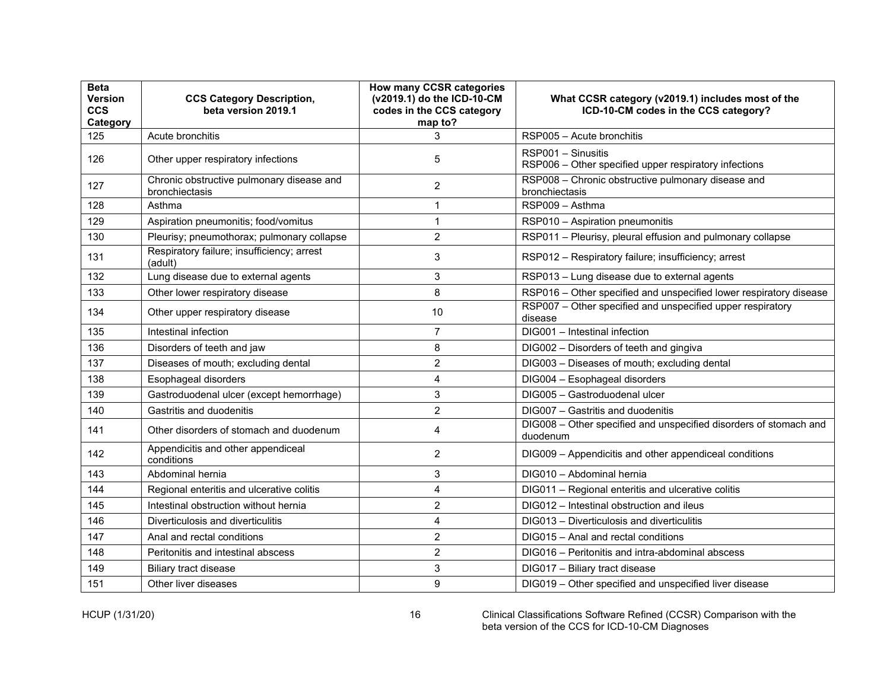| Beta Version CCS Category | CCS Category Description, beta version 2019.1 | How many CCSR categories (v2019.1) do the ICD-10-CM codes in the CCS category map to? | What CCSR category (v2019.1) includes most of the ICD-10-CM codes in the CCS category? |
|---|---|---|---|
| 125 | Acute bronchitis | 3 | RSP005 – Acute bronchitis |
| 126 | Other upper respiratory infections | 5 | RSP001 – Sinusitis<br>RSP006 – Other specified upper respiratory infections |
| 127 | Chronic obstructive pulmonary disease and bronchiectasis | 2 | RSP008 – Chronic obstructive pulmonary disease and bronchiectasis |
| 128 | Asthma | 1 | RSP009 – Asthma |
| 129 | Aspiration pneumonitis; food/vomitus | 1 | RSP010 – Aspiration pneumonitis |
| 130 | Pleurisy; pneumothorax; pulmonary collapse | 2 | RSP011 – Pleurisy, pleural effusion and pulmonary collapse |
| 131 | Respiratory failure; insufficiency; arrest (adult) | 3 | RSP012 – Respiratory failure; insufficiency; arrest |
| 132 | Lung disease due to external agents | 3 | RSP013 – Lung disease due to external agents |
| 133 | Other lower respiratory disease | 8 | RSP016 – Other specified and unspecified lower respiratory disease |
| 134 | Other upper respiratory disease | 10 | RSP007 – Other specified and unspecified upper respiratory disease |
| 135 | Intestinal infection | 7 | DIG001 – Intestinal infection |
| 136 | Disorders of teeth and jaw | 8 | DIG002 – Disorders of teeth and gingiva |
| 137 | Diseases of mouth; excluding dental | 2 | DIG003 – Diseases of mouth; excluding dental |
| 138 | Esophageal disorders | 4 | DIG004 – Esophageal disorders |
| 139 | Gastroduodenal ulcer (except hemorrhage) | 3 | DIG005 – Gastroduodenal ulcer |
| 140 | Gastritis and duodenitis | 2 | DIG007 – Gastritis and duodenitis |
| 141 | Other disorders of stomach and duodenum | 4 | DIG008 – Other specified and unspecified disorders of stomach and duodenum |
| 142 | Appendicitis and other appendiceal conditions | 2 | DIG009 – Appendicitis and other appendiceal conditions |
| 143 | Abdominal hernia | 3 | DIG010 – Abdominal hernia |
| 144 | Regional enteritis and ulcerative colitis | 4 | DIG011 – Regional enteritis and ulcerative colitis |
| 145 | Intestinal obstruction without hernia | 2 | DIG012 – Intestinal obstruction and ileus |
| 146 | Diverticulosis and diverticulitis | 4 | DIG013 – Diverticulosis and diverticulitis |
| 147 | Anal and rectal conditions | 2 | DIG015 – Anal and rectal conditions |
| 148 | Peritonitis and intestinal abscess | 2 | DIG016 – Peritonitis and intra-abdominal abscess |
| 149 | Biliary tract disease | 3 | DIG017 – Biliary tract disease |
| 151 | Other liver diseases | 9 | DIG019 – Other specified and unspecified liver disease |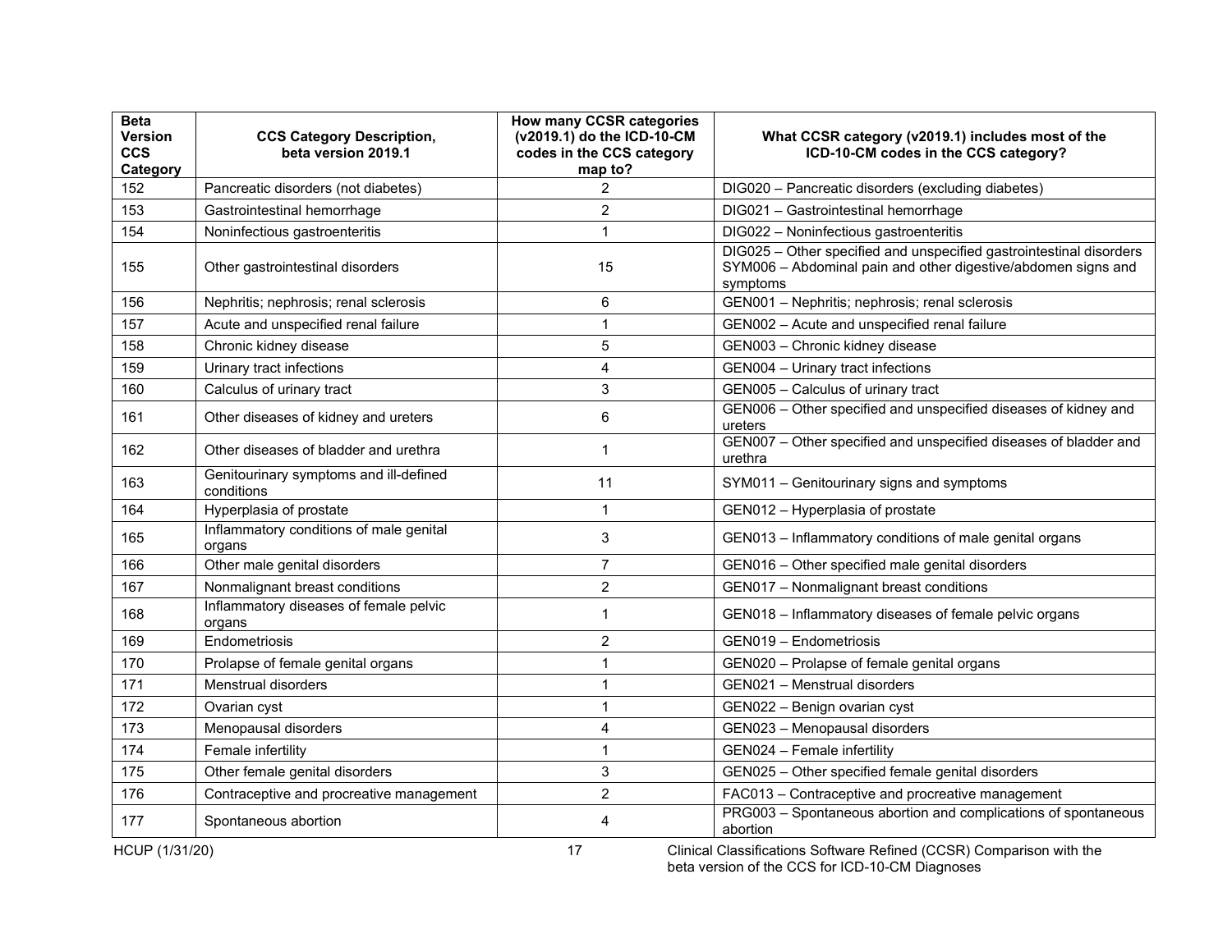| Beta Version CCS Category | CCS Category Description, beta version 2019.1 | How many CCSR categories (v2019.1) do the ICD-10-CM codes in the CCS category map to? | What CCSR category (v2019.1) includes most of the ICD-10-CM codes in the CCS category? |
|---|---|---|---|
| 152 | Pancreatic disorders (not diabetes) | 2 | DIG020 – Pancreatic disorders (excluding diabetes) |
| 153 | Gastrointestinal hemorrhage | 2 | DIG021 – Gastrointestinal hemorrhage |
| 154 | Noninfectious gastroenteritis | 1 | DIG022 – Noninfectious gastroenteritis |
| 155 | Other gastrointestinal disorders | 15 | DIG025 – Other specified and unspecified gastrointestinal disorders SYM006 – Abdominal pain and other digestive/abdomen signs and symptoms |
| 156 | Nephritis; nephrosis; renal sclerosis | 6 | GEN001 – Nephritis; nephrosis; renal sclerosis |
| 157 | Acute and unspecified renal failure | 1 | GEN002 – Acute and unspecified renal failure |
| 158 | Chronic kidney disease | 5 | GEN003 – Chronic kidney disease |
| 159 | Urinary tract infections | 4 | GEN004 – Urinary tract infections |
| 160 | Calculus of urinary tract | 3 | GEN005 – Calculus of urinary tract |
| 161 | Other diseases of kidney and ureters | 6 | GEN006 – Other specified and unspecified diseases of kidney and ureters |
| 162 | Other diseases of bladder and urethra | 1 | GEN007 – Other specified and unspecified diseases of bladder and urethra |
| 163 | Genitourinary symptoms and ill-defined conditions | 11 | SYM011 – Genitourinary signs and symptoms |
| 164 | Hyperplasia of prostate | 1 | GEN012 – Hyperplasia of prostate |
| 165 | Inflammatory conditions of male genital organs | 3 | GEN013 – Inflammatory conditions of male genital organs |
| 166 | Other male genital disorders | 7 | GEN016 – Other specified male genital disorders |
| 167 | Nonmalignant breast conditions | 2 | GEN017 – Nonmalignant breast conditions |
| 168 | Inflammatory diseases of female pelvic organs | 1 | GEN018 – Inflammatory diseases of female pelvic organs |
| 169 | Endometriosis | 2 | GEN019 – Endometriosis |
| 170 | Prolapse of female genital organs | 1 | GEN020 – Prolapse of female genital organs |
| 171 | Menstrual disorders | 1 | GEN021 – Menstrual disorders |
| 172 | Ovarian cyst | 1 | GEN022 – Benign ovarian cyst |
| 173 | Menopausal disorders | 4 | GEN023 – Menopausal disorders |
| 174 | Female infertility | 1 | GEN024 – Female infertility |
| 175 | Other female genital disorders | 3 | GEN025 – Other specified female genital disorders |
| 176 | Contraceptive and procreative management | 2 | FAC013 – Contraceptive and procreative management |
| 177 | Spontaneous abortion | 4 | PRG003 – Spontaneous abortion and complications of spontaneous abortion |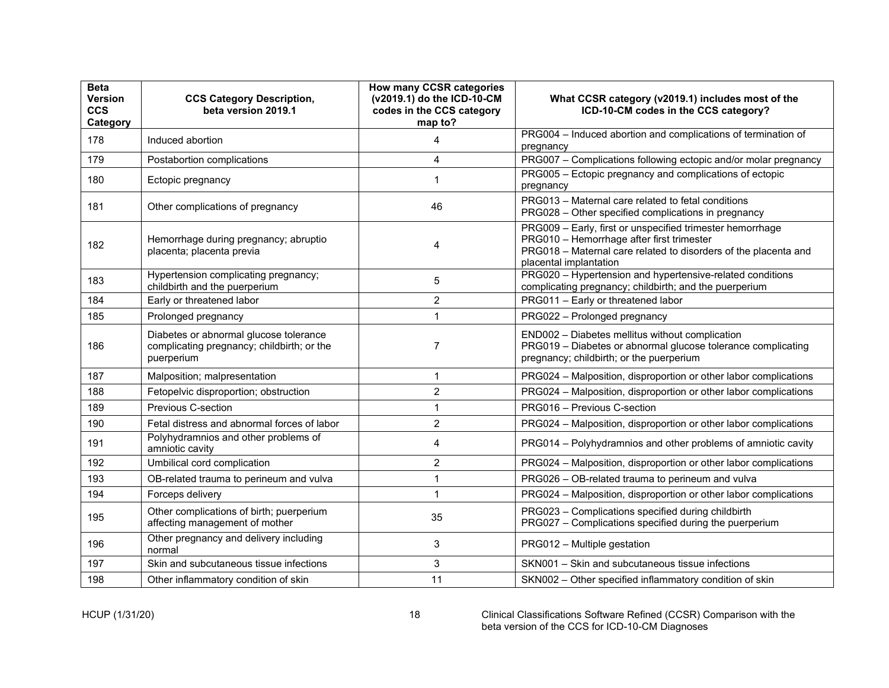| Beta Version CCS Category | CCS Category Description, beta version 2019.1 | How many CCSR categories (v2019.1) do the ICD-10-CM codes in the CCS category map to? | What CCSR category (v2019.1) includes most of the ICD-10-CM codes in the CCS category? |
|---|---|---|---|
| 178 | Induced abortion | 4 | PRG004 – Induced abortion and complications of termination of pregnancy |
| 179 | Postabortion complications | 4 | PRG007 – Complications following ectopic and/or molar pregnancy |
| 180 | Ectopic pregnancy | 1 | PRG005 – Ectopic pregnancy and complications of ectopic pregnancy |
| 181 | Other complications of pregnancy | 46 | PRG013 – Maternal care related to fetal conditions<br>PRG028 – Other specified complications in pregnancy |
| 182 | Hemorrhage during pregnancy; abruptio placenta; placenta previa | 4 | PRG009 – Early, first or unspecified trimester hemorrhage<br>PRG010 – Hemorrhage after first trimester<br>PRG018 – Maternal care related to disorders of the placenta and placental implantation |
| 183 | Hypertension complicating pregnancy; childbirth and the puerperium | 5 | PRG020 – Hypertension and hypertensive-related conditions complicating pregnancy; childbirth; and the puerperium |
| 184 | Early or threatened labor | 2 | PRG011 – Early or threatened labor |
| 185 | Prolonged pregnancy | 1 | PRG022 – Prolonged pregnancy |
| 186 | Diabetes or abnormal glucose tolerance complicating pregnancy; childbirth; or the puerperium | 7 | END002 – Diabetes mellitus without complication<br>PRG019 – Diabetes or abnormal glucose tolerance complicating pregnancy; childbirth; or the puerperium |
| 187 | Malposition; malpresentation | 1 | PRG024 – Malposition, disproportion or other labor complications |
| 188 | Fetopelvic disproportion; obstruction | 2 | PRG024 – Malposition, disproportion or other labor complications |
| 189 | Previous C-section | 1 | PRG016 – Previous C-section |
| 190 | Fetal distress and abnormal forces of labor | 2 | PRG024 – Malposition, disproportion or other labor complications |
| 191 | Polyhydramnios and other problems of amniotic cavity | 4 | PRG014 – Polyhydramnios and other problems of amniotic cavity |
| 192 | Umbilical cord complication | 2 | PRG024 – Malposition, disproportion or other labor complications |
| 193 | OB-related trauma to perineum and vulva | 1 | PRG026 – OB-related trauma to perineum and vulva |
| 194 | Forceps delivery | 1 | PRG024 – Malposition, disproportion or other labor complications |
| 195 | Other complications of birth; puerperium affecting management of mother | 35 | PRG023 – Complications specified during childbirth<br>PRG027 – Complications specified during the puerperium |
| 196 | Other pregnancy and delivery including normal | 3 | PRG012 – Multiple gestation |
| 197 | Skin and subcutaneous tissue infections | 3 | SKN001 – Skin and subcutaneous tissue infections |
| 198 | Other inflammatory condition of skin | 11 | SKN002 – Other specified inflammatory condition of skin |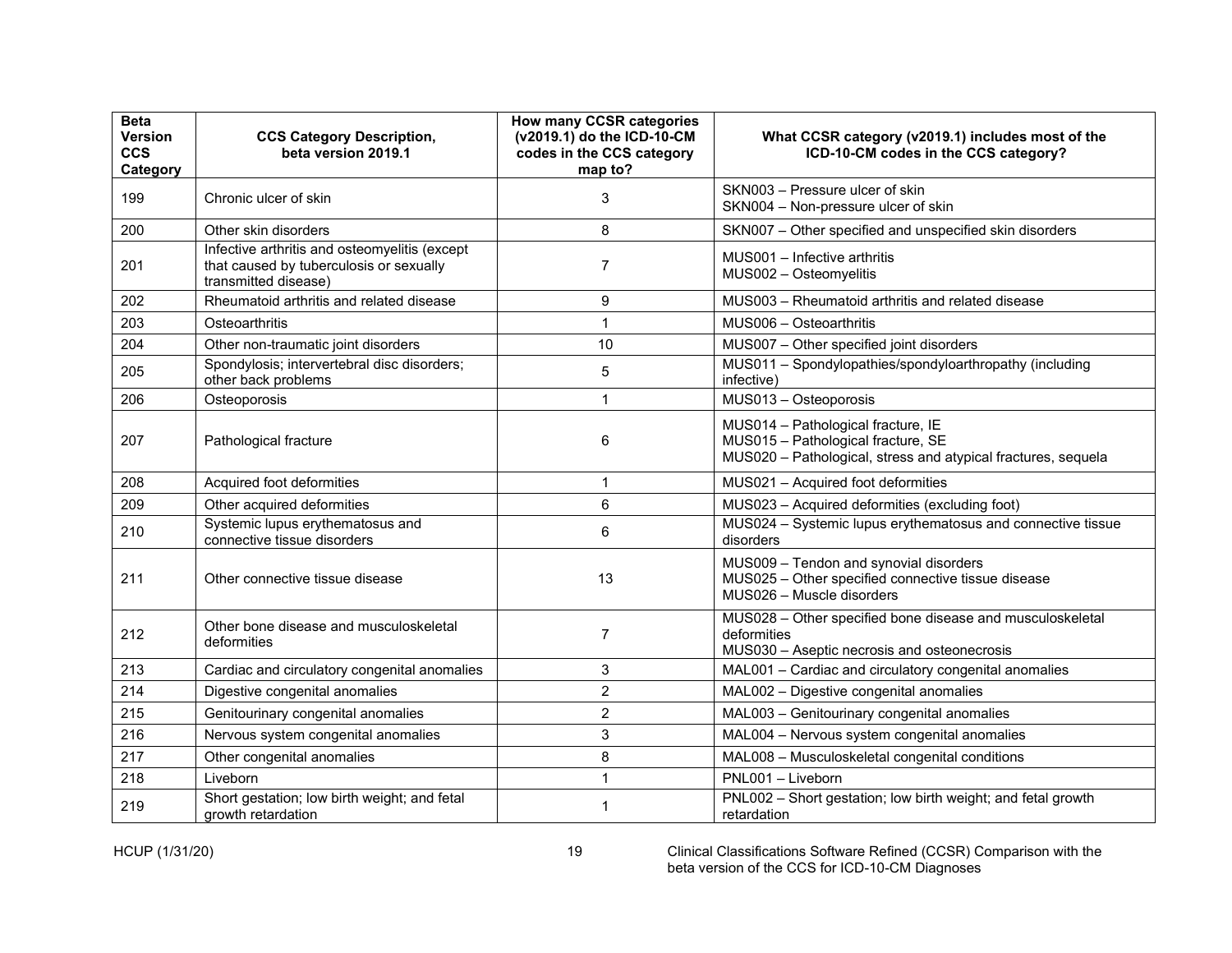| Beta Version CCS Category | CCS Category Description, beta version 2019.1 | How many CCSR categories (v2019.1) do the ICD-10-CM codes in the CCS category map to? | What CCSR category (v2019.1) includes most of the ICD-10-CM codes in the CCS category? |
|---|---|---|---|
| 199 | Chronic ulcer of skin | 3 | SKN003 – Pressure ulcer of skin<br>SKN004 – Non-pressure ulcer of skin |
| 200 | Other skin disorders | 8 | SKN007 – Other specified and unspecified skin disorders |
| 201 | Infective arthritis and osteomyelitis (except that caused by tuberculosis or sexually transmitted disease) | 7 | MUS001 – Infective arthritis<br>MUS002 – Osteomyelitis |
| 202 | Rheumatoid arthritis and related disease | 9 | MUS003 – Rheumatoid arthritis and related disease |
| 203 | Osteoarthritis | 1 | MUS006 – Osteoarthritis |
| 204 | Other non-traumatic joint disorders | 10 | MUS007 – Other specified joint disorders |
| 205 | Spondylosis; intervertebral disc disorders; other back problems | 5 | MUS011 – Spondylopathies/spondyloarthropathy (including infective) |
| 206 | Osteoporosis | 1 | MUS013 – Osteoporosis |
| 207 | Pathological fracture | 6 | MUS014 – Pathological fracture, IE<br>MUS015 – Pathological fracture, SE<br>MUS020 – Pathological, stress and atypical fractures, sequela |
| 208 | Acquired foot deformities | 1 | MUS021 – Acquired foot deformities |
| 209 | Other acquired deformities | 6 | MUS023 – Acquired deformities (excluding foot) |
| 210 | Systemic lupus erythematosus and connective tissue disorders | 6 | MUS024 – Systemic lupus erythematosus and connective tissue disorders |
| 211 | Other connective tissue disease | 13 | MUS009 – Tendon and synovial disorders<br>MUS025 – Other specified connective tissue disease<br>MUS026 – Muscle disorders |
| 212 | Other bone disease and musculoskeletal deformities | 7 | MUS028 – Other specified bone disease and musculoskeletal deformities<br>MUS030 – Aseptic necrosis and osteonecrosis |
| 213 | Cardiac and circulatory congenital anomalies | 3 | MAL001 – Cardiac and circulatory congenital anomalies |
| 214 | Digestive congenital anomalies | 2 | MAL002 – Digestive congenital anomalies |
| 215 | Genitourinary congenital anomalies | 2 | MAL003 – Genitourinary congenital anomalies |
| 216 | Nervous system congenital anomalies | 3 | MAL004 – Nervous system congenital anomalies |
| 217 | Other congenital anomalies | 8 | MAL008 – Musculoskeletal congenital conditions |
| 218 | Liveborn | 1 | PNL001 – Liveborn |
| 219 | Short gestation; low birth weight; and fetal growth retardation | 1 | PNL002 – Short gestation; low birth weight; and fetal growth retardation |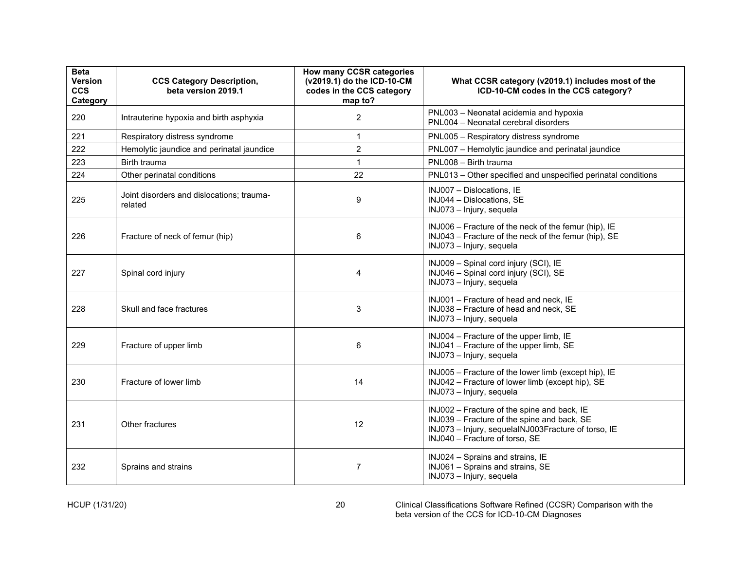| Beta Version CCS Category | CCS Category Description, beta version 2019.1 | How many CCSR categories (v2019.1) do the ICD-10-CM codes in the CCS category map to? | What CCSR category (v2019.1) includes most of the ICD-10-CM codes in the CCS category? |
|---|---|---|---|
| 220 | Intrauterine hypoxia and birth asphyxia | 2 | PNL003 – Neonatal acidemia and hypoxia<br>PNL004 – Neonatal cerebral disorders |
| 221 | Respiratory distress syndrome | 1 | PNL005 – Respiratory distress syndrome |
| 222 | Hemolytic jaundice and perinatal jaundice | 2 | PNL007 – Hemolytic jaundice and perinatal jaundice |
| 223 | Birth trauma | 1 | PNL008 – Birth trauma |
| 224 | Other perinatal conditions | 22 | PNL013 – Other specified and unspecified perinatal conditions |
| 225 | Joint disorders and dislocations; trauma-related | 9 | INJ007 – Dislocations, IE<br>INJ044 – Dislocations, SE<br>INJ073 – Injury, sequela |
| 226 | Fracture of neck of femur (hip) | 6 | INJ006 – Fracture of the neck of the femur (hip), IE<br>INJ043 – Fracture of the neck of the femur (hip), SE<br>INJ073 – Injury, sequela |
| 227 | Spinal cord injury | 4 | INJ009 – Spinal cord injury (SCI), IE<br>INJ046 – Spinal cord injury (SCI), SE<br>INJ073 – Injury, sequela |
| 228 | Skull and face fractures | 3 | INJ001 – Fracture of head and neck, IE<br>INJ038 – Fracture of head and neck, SE<br>INJ073 – Injury, sequela |
| 229 | Fracture of upper limb | 6 | INJ004 – Fracture of the upper limb, IE<br>INJ041 – Fracture of the upper limb, SE<br>INJ073 – Injury, sequela |
| 230 | Fracture of lower limb | 14 | INJ005 – Fracture of the lower limb (except hip), IE<br>INJ042 – Fracture of lower limb (except hip), SE<br>INJ073 – Injury, sequela |
| 231 | Other fractures | 12 | INJ002 – Fracture of the spine and back, IE<br>INJ039 – Fracture of the spine and back, SE<br>INJ073 – Injury, sequelaINJ003Fracture of torso, IE<br>INJ040 – Fracture of torso, SE |
| 232 | Sprains and strains | 7 | INJ024 – Sprains and strains, IE<br>INJ061 – Sprains and strains, SE<br>INJ073 – Injury, sequela |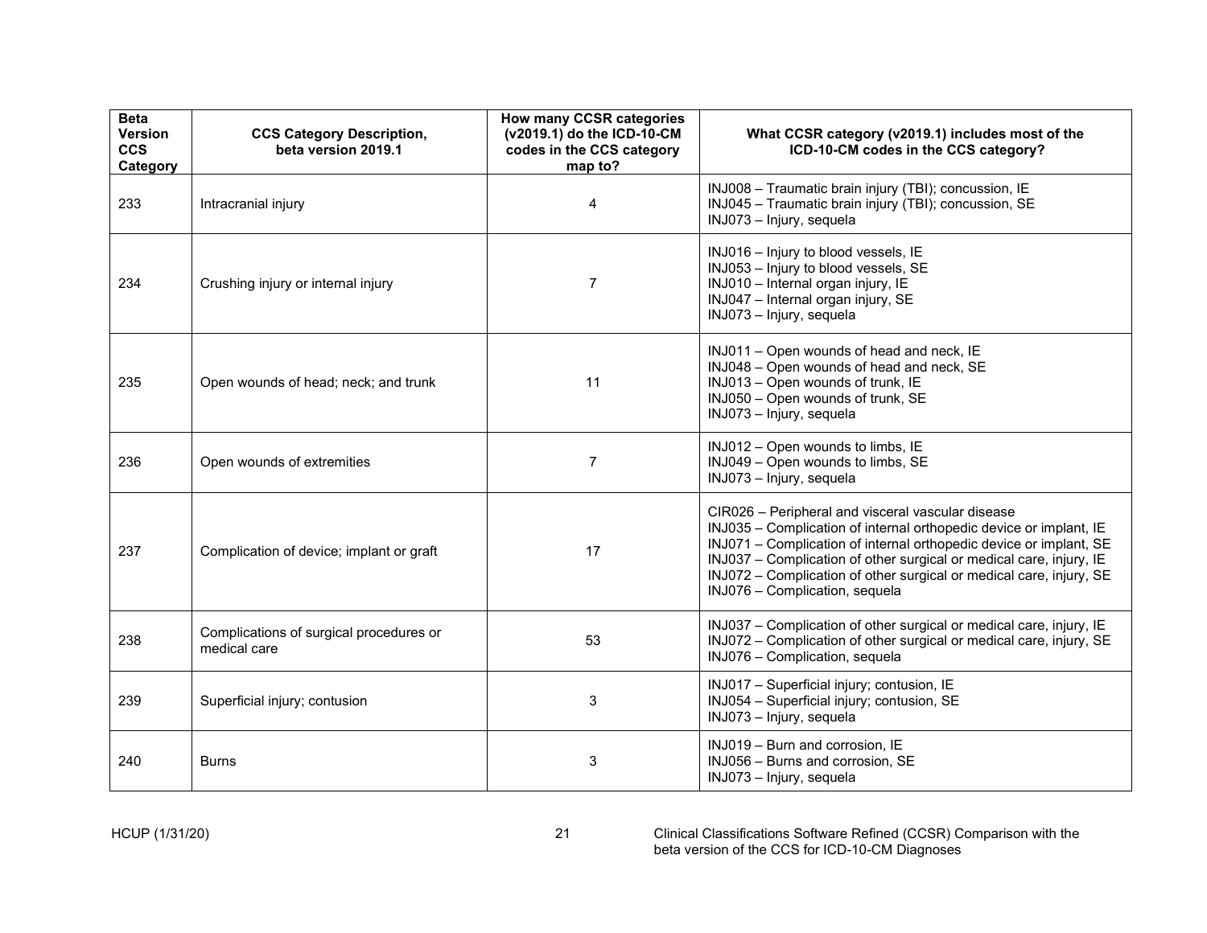| Beta Version CCS Category | CCS Category Description, beta version 2019.1 | How many CCSR categories (v2019.1) do the ICD-10-CM codes in the CCS category map to? | What CCSR category (v2019.1) includes most of the ICD-10-CM codes in the CCS category? |
|---|---|---|---|
| 233 | Intracranial injury | 4 | INJ008 – Traumatic brain injury (TBI); concussion, IE<br>INJ045 – Traumatic brain injury (TBI); concussion, SE<br>INJ073 – Injury, sequela |
| 234 | Crushing injury or internal injury | 7 | INJ016 – Injury to blood vessels, IE<br>INJ053 – Injury to blood vessels, SE<br>INJ010 – Internal organ injury, IE<br>INJ047 – Internal organ injury, SE<br>INJ073 – Injury, sequela |
| 235 | Open wounds of head; neck; and trunk | 11 | INJ011 – Open wounds of head and neck, IE<br>INJ048 – Open wounds of head and neck, SE<br>INJ013 – Open wounds of trunk, IE<br>INJ050 – Open wounds of trunk, SE<br>INJ073 – Injury, sequela |
| 236 | Open wounds of extremities | 7 | INJ012 – Open wounds to limbs, IE<br>INJ049 – Open wounds to limbs, SE<br>INJ073 – Injury, sequela |
| 237 | Complication of device; implant or graft | 17 | CIR026 – Peripheral and visceral vascular disease<br>INJ035 – Complication of internal orthopedic device or implant, IE<br>INJ071 – Complication of internal orthopedic device or implant, SE<br>INJ037 – Complication of other surgical or medical care, injury, IE<br>INJ072 – Complication of other surgical or medical care, injury, SE<br>INJ076 – Complication, sequela |
| 238 | Complications of surgical procedures or medical care | 53 | INJ037 – Complication of other surgical or medical care, injury, IE<br>INJ072 – Complication of other surgical or medical care, injury, SE<br>INJ076 – Complication, sequela |
| 239 | Superficial injury; contusion | 3 | INJ017 – Superficial injury; contusion, IE<br>INJ054 – Superficial injury; contusion, SE<br>INJ073 – Injury, sequela |
| 240 | Burns | 3 | INJ019 – Burn and corrosion, IE<br>INJ056 – Burns and corrosion, SE<br>INJ073 – Injury, sequela |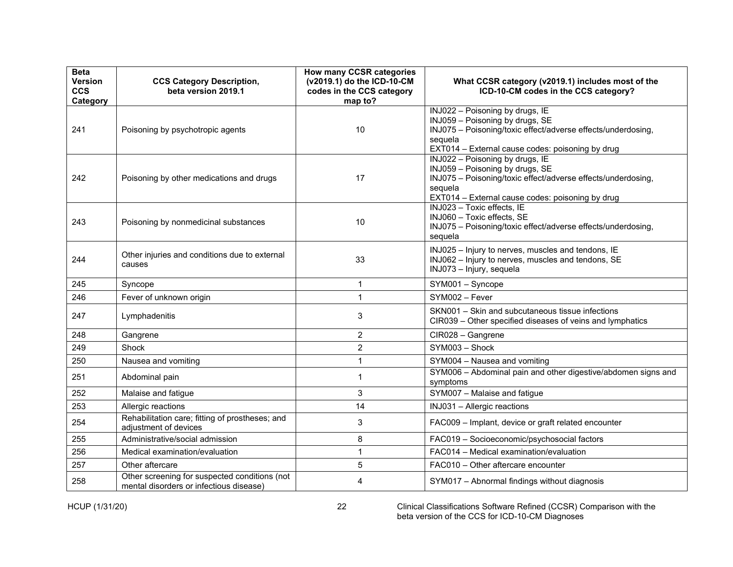| Beta Version CCS Category | CCS Category Description, beta version 2019.1 | How many CCSR categories (v2019.1) do the ICD-10-CM codes in the CCS category map to? | What CCSR category (v2019.1) includes most of the ICD-10-CM codes in the CCS category? |
|---|---|---|---|
| 241 | Poisoning by psychotropic agents | 10 | INJ022 – Poisoning by drugs, IE<br>INJ059 – Poisoning by drugs, SE<br>INJ075 – Poisoning/toxic effect/adverse effects/underdosing, sequela<br>EXT014 – External cause codes: poisoning by drug |
| 242 | Poisoning by other medications and drugs | 17 | INJ022 – Poisoning by drugs, IE<br>INJ059 – Poisoning by drugs, SE<br>INJ075 – Poisoning/toxic effect/adverse effects/underdosing, sequela<br>EXT014 – External cause codes: poisoning by drug |
| 243 | Poisoning by nonmedicinal substances | 10 | INJ023 – Toxic effects, IE<br>INJ060 – Toxic effects, SE<br>INJ075 – Poisoning/toxic effect/adverse effects/underdosing, sequela |
| 244 | Other injuries and conditions due to external causes | 33 | INJ025 – Injury to nerves, muscles and tendons, IE<br>INJ062 – Injury to nerves, muscles and tendons, SE<br>INJ073 – Injury, sequela |
| 245 | Syncope | 1 | SYM001 – Syncope |
| 246 | Fever of unknown origin | 1 | SYM002 – Fever |
| 247 | Lymphadenitis | 3 | SKN001 – Skin and subcutaneous tissue infections<br>CIR039 – Other specified diseases of veins and lymphatics |
| 248 | Gangrene | 2 | CIR028 – Gangrene |
| 249 | Shock | 2 | SYM003 – Shock |
| 250 | Nausea and vomiting | 1 | SYM004 – Nausea and vomiting |
| 251 | Abdominal pain | 1 | SYM006 – Abdominal pain and other digestive/abdomen signs and symptoms |
| 252 | Malaise and fatigue | 3 | SYM007 – Malaise and fatigue |
| 253 | Allergic reactions | 14 | INJ031 – Allergic reactions |
| 254 | Rehabilitation care; fitting of prostheses; and adjustment of devices | 3 | FAC009 – Implant, device or graft related encounter |
| 255 | Administrative/social admission | 8 | FAC019 – Socioeconomic/psychosocial factors |
| 256 | Medical examination/evaluation | 1 | FAC014 – Medical examination/evaluation |
| 257 | Other aftercare | 5 | FAC010 – Other aftercare encounter |
| 258 | Other screening for suspected conditions (not mental disorders or infectious disease) | 4 | SYM017 – Abnormal findings without diagnosis |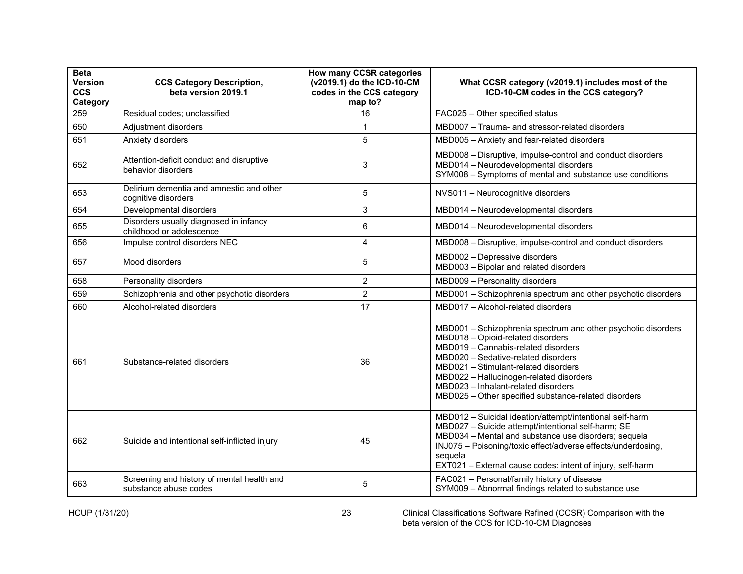| Beta Version CCS Category | CCS Category Description, beta version 2019.1 | How many CCSR categories (v2019.1) do the ICD-10-CM codes in the CCS category map to? | What CCSR category (v2019.1) includes most of the ICD-10-CM codes in the CCS category? |
|---|---|---|---|
| 259 | Residual codes; unclassified | 16 | FAC025 – Other specified status |
| 650 | Adjustment disorders | 1 | MBD007 – Trauma- and stressor-related disorders |
| 651 | Anxiety disorders | 5 | MBD005 – Anxiety and fear-related disorders |
| 652 | Attention-deficit conduct and disruptive behavior disorders | 3 | MBD008 – Disruptive, impulse-control and conduct disorders<br>MBD014 – Neurodevelopmental disorders<br>SYM008 – Symptoms of mental and substance use conditions |
| 653 | Delirium dementia and amnestic and other cognitive disorders | 5 | NVS011 – Neurocognitive disorders |
| 654 | Developmental disorders | 3 | MBD014 – Neurodevelopmental disorders |
| 655 | Disorders usually diagnosed in infancy childhood or adolescence | 6 | MBD014 – Neurodevelopmental disorders |
| 656 | Impulse control disorders NEC | 4 | MBD008 – Disruptive, impulse-control and conduct disorders |
| 657 | Mood disorders | 5 | MBD002 – Depressive disorders<br>MBD003 – Bipolar and related disorders |
| 658 | Personality disorders | 2 | MBD009 – Personality disorders |
| 659 | Schizophrenia and other psychotic disorders | 2 | MBD001 – Schizophrenia spectrum and other psychotic disorders |
| 660 | Alcohol-related disorders | 17 | MBD017 – Alcohol-related disorders |
| 661 | Substance-related disorders | 36 | MBD001 – Schizophrenia spectrum and other psychotic disorders<br>MBD018 – Opioid-related disorders<br>MBD019 – Cannabis-related disorders<br>MBD020 – Sedative-related disorders<br>MBD021 – Stimulant-related disorders<br>MBD022 – Hallucinogen-related disorders<br>MBD023 – Inhalant-related disorders<br>MBD025 – Other specified substance-related disorders |
| 662 | Suicide and intentional self-inflicted injury | 45 | MBD012 – Suicidal ideation/attempt/intentional self-harm<br>MBD027 – Suicide attempt/intentional self-harm; SE<br>MBD034 – Mental and substance use disorders; sequela<br>INJ075 – Poisoning/toxic effect/adverse effects/underdosing, sequela<br>EXT021 – External cause codes: intent of injury, self-harm |
| 663 | Screening and history of mental health and substance abuse codes | 5 | FAC021 – Personal/family history of disease<br>SYM009 – Abnormal findings related to substance use |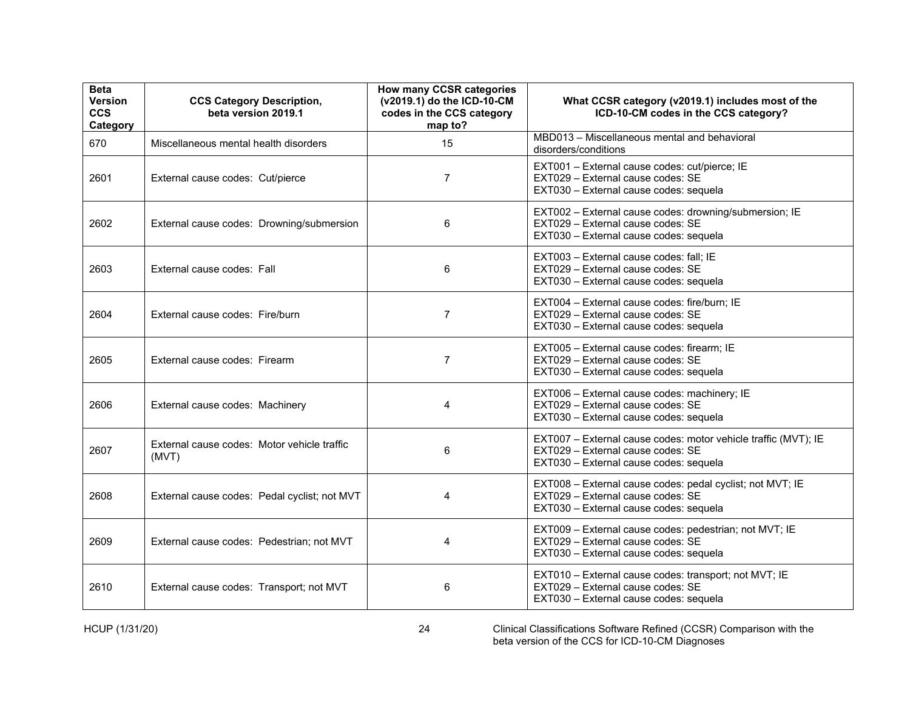| Beta Version CCS Category | CCS Category Description, beta version 2019.1 | How many CCSR categories (v2019.1) do the ICD-10-CM codes in the CCS category map to? | What CCSR category (v2019.1) includes most of the ICD-10-CM codes in the CCS category? |
|---|---|---|---|
| 670 | Miscellaneous mental health disorders | 15 | MBD013 – Miscellaneous mental and behavioral disorders/conditions |
| 2601 | External cause codes: Cut/pierce | 7 | EXT001 – External cause codes: cut/pierce; IE<br>EXT029 – External cause codes: SE<br>EXT030 – External cause codes: sequela |
| 2602 | External cause codes: Drowning/submersion | 6 | EXT002 – External cause codes: drowning/submersion; IE<br>EXT029 – External cause codes: SE<br>EXT030 – External cause codes: sequela |
| 2603 | External cause codes: Fall | 6 | EXT003 – External cause codes: fall; IE<br>EXT029 – External cause codes: SE<br>EXT030 – External cause codes: sequela |
| 2604 | External cause codes: Fire/burn | 7 | EXT004 – External cause codes: fire/burn; IE<br>EXT029 – External cause codes: SE<br>EXT030 – External cause codes: sequela |
| 2605 | External cause codes: Firearm | 7 | EXT005 – External cause codes: firearm; IE<br>EXT029 – External cause codes: SE<br>EXT030 – External cause codes: sequela |
| 2606 | External cause codes: Machinery | 4 | EXT006 – External cause codes: machinery; IE<br>EXT029 – External cause codes: SE<br>EXT030 – External cause codes: sequela |
| 2607 | External cause codes: Motor vehicle traffic (MVT) | 6 | EXT007 – External cause codes: motor vehicle traffic (MVT); IE<br>EXT029 – External cause codes: SE<br>EXT030 – External cause codes: sequela |
| 2608 | External cause codes: Pedal cyclist; not MVT | 4 | EXT008 – External cause codes: pedal cyclist; not MVT; IE<br>EXT029 – External cause codes: SE<br>EXT030 – External cause codes: sequela |
| 2609 | External cause codes: Pedestrian; not MVT | 4 | EXT009 – External cause codes: pedestrian; not MVT; IE<br>EXT029 – External cause codes: SE<br>EXT030 – External cause codes: sequela |
| 2610 | External cause codes: Transport; not MVT | 6 | EXT010 – External cause codes: transport; not MVT; IE<br>EXT029 – External cause codes: SE<br>EXT030 – External cause codes: sequela |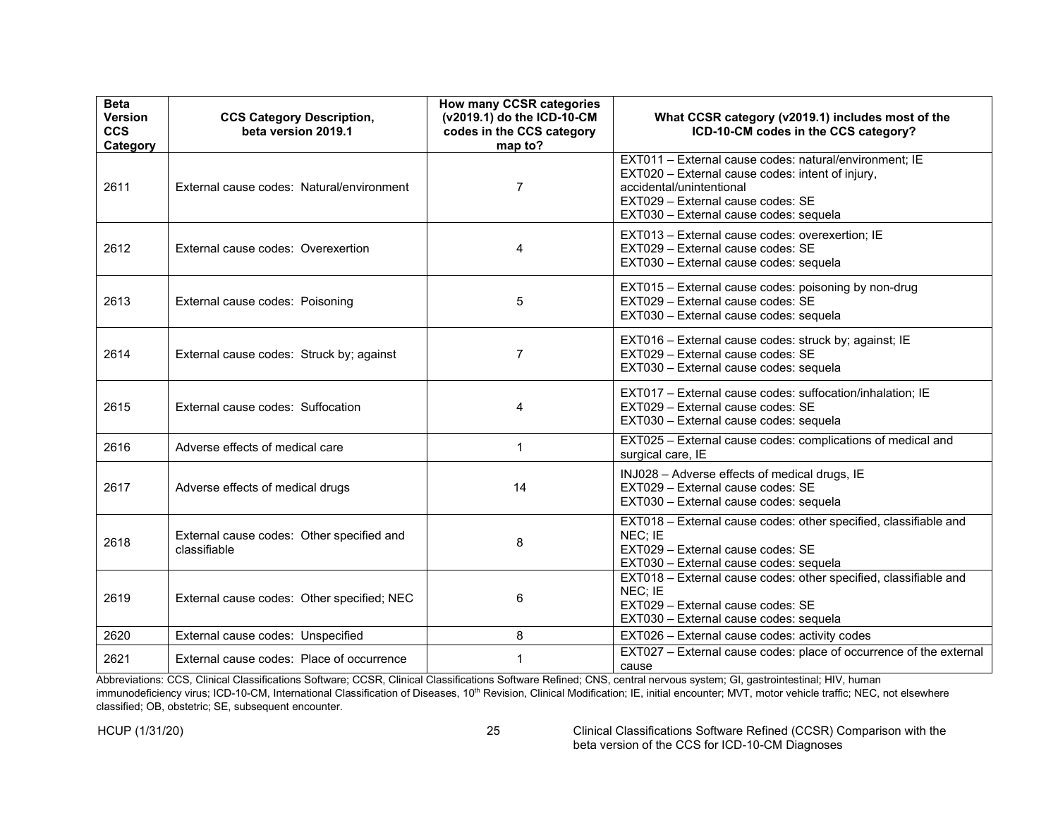| Beta Version CCS Category | CCS Category Description, beta version 2019.1 | How many CCSR categories (v2019.1) do the ICD-10-CM codes in the CCS category map to? | What CCSR category (v2019.1) includes most of the ICD-10-CM codes in the CCS category? |
|---|---|---|---|
| 2611 | External cause codes: Natural/environment | 7 | EXT011 – External cause codes: natural/environment; IE<br>EXT020 – External cause codes: intent of injury, accidental/unintentional<br>EXT029 – External cause codes: SE<br>EXT030 – External cause codes: sequela |
| 2612 | External cause codes: Overexertion | 4 | EXT013 – External cause codes: overexertion; IE<br>EXT029 – External cause codes: SE<br>EXT030 – External cause codes: sequela |
| 2613 | External cause codes: Poisoning | 5 | EXT015 – External cause codes: poisoning by non-drug<br>EXT029 – External cause codes: SE<br>EXT030 – External cause codes: sequela |
| 2614 | External cause codes: Struck by; against | 7 | EXT016 – External cause codes: struck by; against; IE<br>EXT029 – External cause codes: SE<br>EXT030 – External cause codes: sequela |
| 2615 | External cause codes: Suffocation | 4 | EXT017 – External cause codes: suffocation/inhalation; IE<br>EXT029 – External cause codes: SE<br>EXT030 – External cause codes: sequela |
| 2616 | Adverse effects of medical care | 1 | EXT025 – External cause codes: complications of medical and surgical care, IE |
| 2617 | Adverse effects of medical drugs | 14 | INJ028 – Adverse effects of medical drugs, IE<br>EXT029 – External cause codes: SE<br>EXT030 – External cause codes: sequela |
| 2618 | External cause codes: Other specified and classifiable | 8 | EXT018 – External cause codes: other specified, classifiable and NEC; IE<br>EXT029 – External cause codes: SE<br>EXT030 – External cause codes: sequela |
| 2619 | External cause codes: Other specified; NEC | 6 | EXT018 – External cause codes: other specified, classifiable and NEC; IE<br>EXT029 – External cause codes: SE<br>EXT030 – External cause codes: sequela |
| 2620 | External cause codes: Unspecified | 8 | EXT026 – External cause codes: activity codes |
| 2621 | External cause codes: Place of occurrence | 1 | EXT027 – External cause codes: place of occurrence of the external cause |

Abbreviations: CCS, Clinical Classifications Software; CCSR, Clinical Classifications Software Refined; CNS, central nervous system; GI, gastrointestinal; HIV, human immunodeficiency virus; ICD-10-CM, International Classification of Diseases, 10th Revision, Clinical Modification; IE, initial encounter; MVT, motor vehicle traffic; NEC, not elsewhere classified; OB, obstetric; SE, subsequent encounter.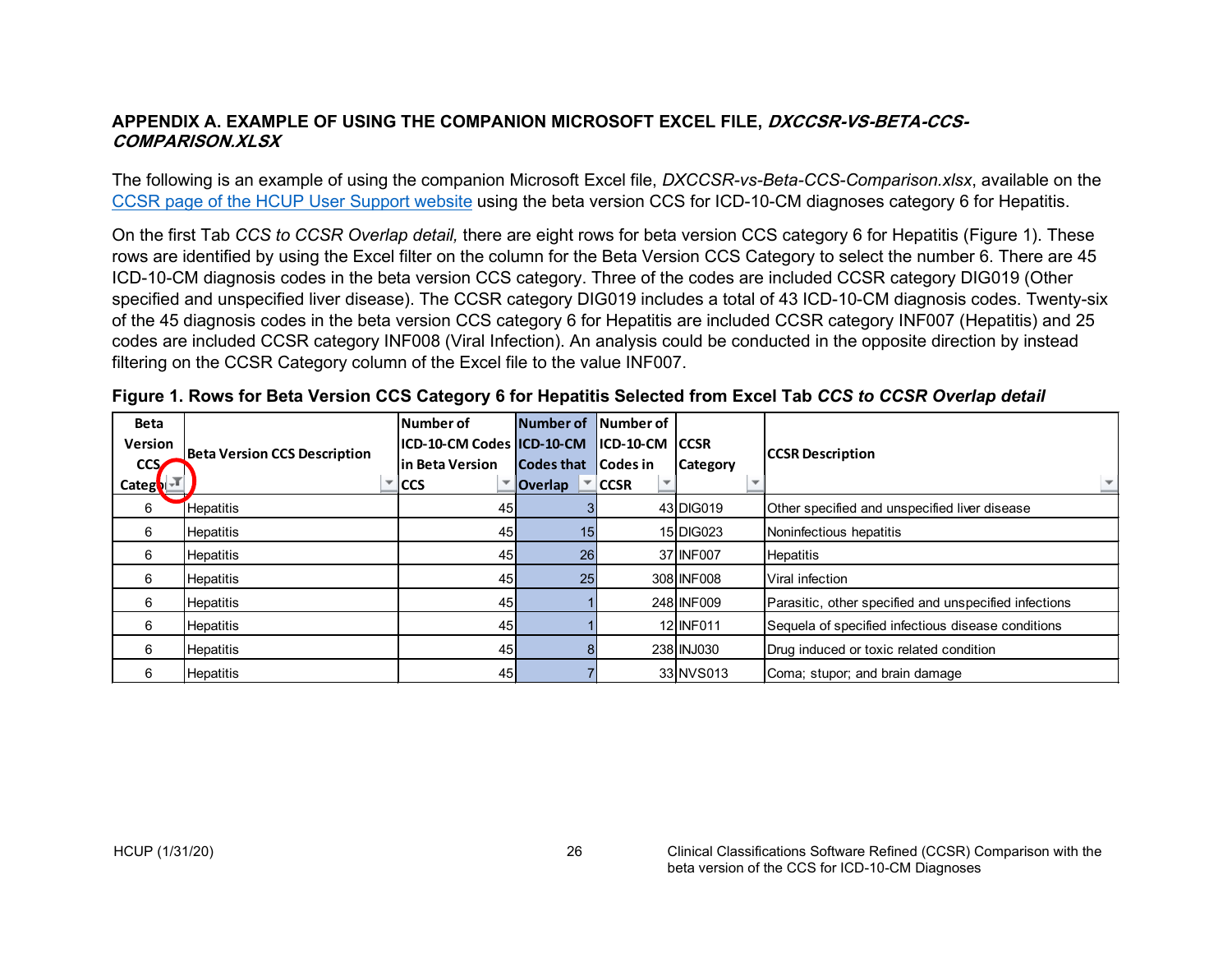## APPENDIX A. EXAMPLE OF USING THE COMPANION MICROSOFT EXCEL FILE, *DXCCSR-VS-BETA-CCS-COMPARISON.XLSX*

The following is an example of using the companion Microsoft Excel file, *DXCCSR-vs-Beta-CCS-Comparison.xlsx*, available on the CCSR page of the HCUP User Support website using the beta version CCS for ICD-10-CM diagnoses category 6 for Hepatitis.

On the first Tab *CCS to CCSR Overlap detail,* there are eight rows for beta version CCS category 6 for Hepatitis (Figure 1). These rows are identified by using the Excel filter on the column for the Beta Version CCS Category to select the number 6. There are 45 ICD-10-CM diagnosis codes in the beta version CCS category. Three of the codes are included CCSR category DIG019 (Other specified and unspecified liver disease). The CCSR category DIG019 includes a total of 43 ICD-10-CM diagnosis codes. Twenty-six of the 45 diagnosis codes in the beta version CCS category 6 for Hepatitis are included CCSR category INF007 (Hepatitis) and 25 codes are included CCSR category INF008 (Viral Infection). An analysis could be conducted in the opposite direction by instead filtering on the CCSR Category column of the Excel file to the value INF007.

**Figure 1. Rows for Beta Version CCS Category 6 for Hepatitis Selected from Excel Tab *CCS to CCSR Overlap detail***

| Beta Version CCS Category | Beta Version CCS Description | Number of ICD-10-CM Codes in Beta Version CCS | Number of ICD-10-CM Codes that Overlap | Number of ICD-10-CM Codes in CCSR | CCSR Category | CCSR Description |
|---|---|---|---|---|---|---|
| 6 | Hepatitis | 45 | 3 | 43 | DIG019 | Other specified and unspecified liver disease |
| 6 | Hepatitis | 45 | 15 | 15 | DIG023 | Noninfectious hepatitis |
| 6 | Hepatitis | 45 | 26 | 37 | INF007 | Hepatitis |
| 6 | Hepatitis | 45 | 25 | 308 | INF008 | Viral infection |
| 6 | Hepatitis | 45 | 1 | 248 | INF009 | Parasitic, other specified and unspecified infections |
| 6 | Hepatitis | 45 | 1 | 12 | INF011 | Sequela of specified infectious disease conditions |
| 6 | Hepatitis | 45 | 8 | 238 | INJ030 | Drug induced or toxic related condition |
| 6 | Hepatitis | 45 | 7 | 33 | NVS013 | Coma; stupor; and brain damage |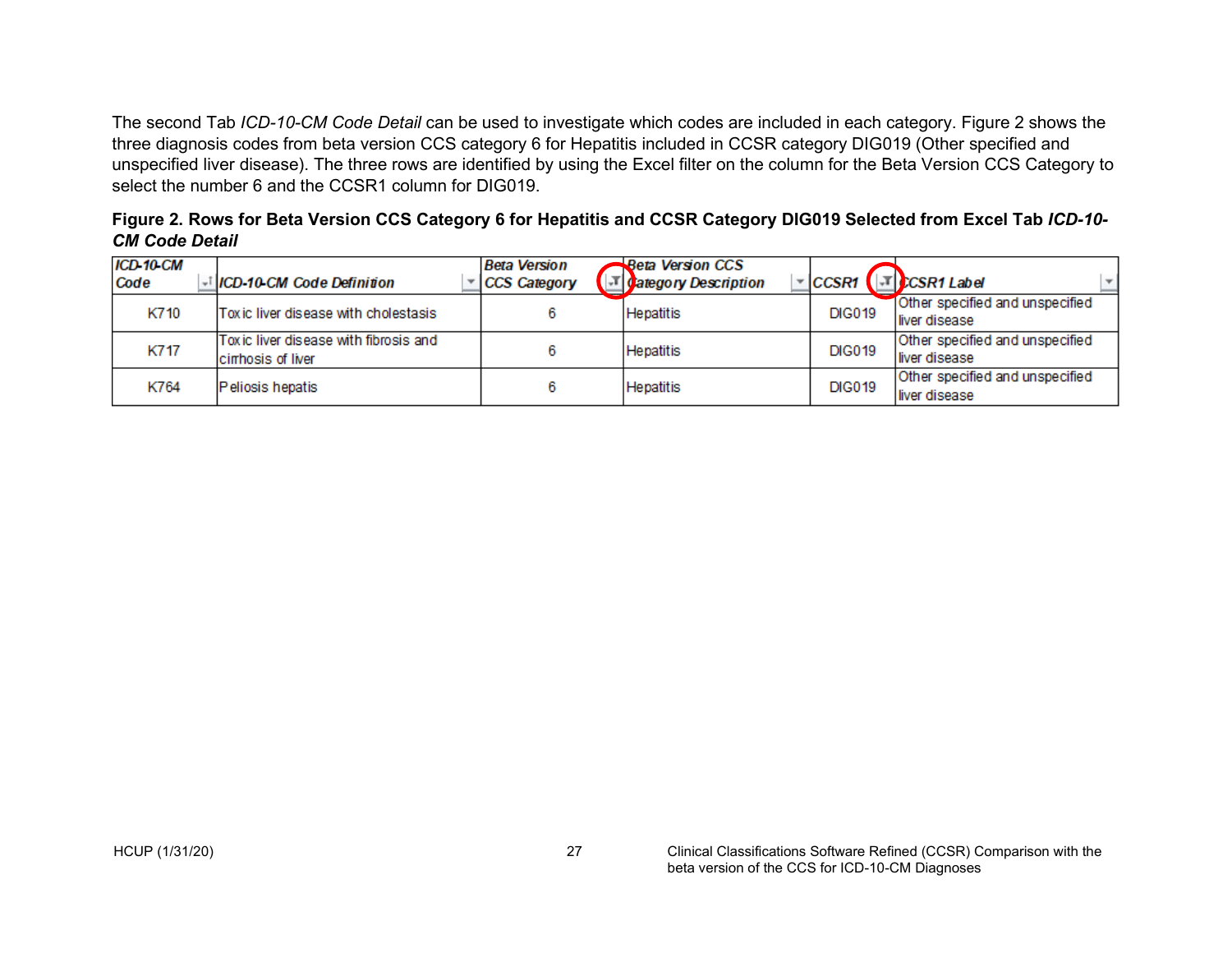The second Tab *ICD-10-CM Code Detail* can be used to investigate which codes are included in each category. Figure 2 shows the three diagnosis codes from beta version CCS category 6 for Hepatitis included in CCSR category DIG019 (Other specified and unspecified liver disease). The three rows are identified by using the Excel filter on the column for the Beta Version CCS Category to select the number 6 and the CCSR1 column for DIG019.

**Figure 2. Rows for Beta Version CCS Category 6 for Hepatitis and CCSR Category DIG019 Selected from Excel Tab *ICD-10-CM Code Detail***

| *ICD-10-CM Code* | *ICD-10-CM Code Definition* | *Beta Version CCS Category* | *Beta Version CCS Category Description* | *CCSR1* | *CCSR1 Label* |
|---|---|---|---|---|---|
| K710 | Toxic liver disease with cholestasis | 6 | Hepatitis | DIG019 | Other specified and unspecified liver disease |
| K717 | Toxic liver disease with fibrosis and cirrhosis of liver | 6 | Hepatitis | DIG019 | Other specified and unspecified liver disease |
| K764 | Peliosis hepatis | 6 | Hepatitis | DIG019 | Other specified and unspecified liver disease |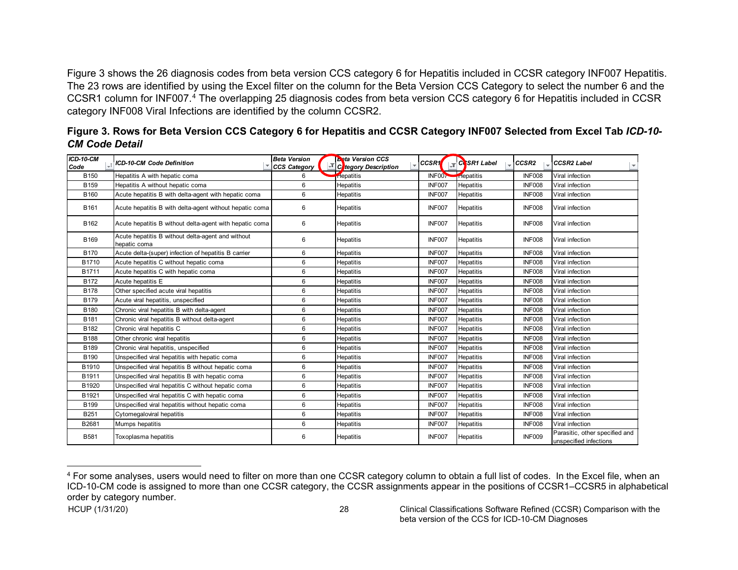Figure 3 shows the 26 diagnosis codes from beta version CCS category 6 for Hepatitis included in CCSR category INF007 Hepatitis. The 23 rows are identified by using the Excel filter on the column for the Beta Version CCS Category to select the number 6 and the CCSR1 column for INF007.[4] The overlapping 25 diagnosis codes from beta version CCS category 6 for Hepatitis included in CCSR category INF008 Viral Infections are identified by the column CCSR2.

**Figure 3. Rows for Beta Version CCS Category 6 for Hepatitis and CCSR Category INF007 Selected from Excel Tab *ICD-10-CM Code Detail***

| *ICD-10-CM Code* | *ICD-10-CM Code Definition* | *Beta Version CCS Category* | *Beta Version CCS Category Description* | *CCSR1* | *CCSR1 Label* | *CCSR2* | *CCSR2 Label* |
|---|---|---|---|---|---|---|---|
| B150 | Hepatitis A with hepatic coma | 6 | Hepatitis | INF007 | Hepatitis | INF008 | Viral infection |
| B159 | Hepatitis A without hepatic coma | 6 | Hepatitis | INF007 | Hepatitis | INF008 | Viral infection |
| B160 | Acute hepatitis B with delta-agent with hepatic coma | 6 | Hepatitis | INF007 | Hepatitis | INF008 | Viral infection |
| B161 | Acute hepatitis B with delta-agent without hepatic coma | 6 | Hepatitis | INF007 | Hepatitis | INF008 | Viral infection |
| B162 | Acute hepatitis B without delta-agent with hepatic coma | 6 | Hepatitis | INF007 | Hepatitis | INF008 | Viral infection |
| B169 | Acute hepatitis B without delta-agent and without hepatic coma | 6 | Hepatitis | INF007 | Hepatitis | INF008 | Viral infection |
| B170 | Acute delta-(super) infection of hepatitis B carrier | 6 | Hepatitis | INF007 | Hepatitis | INF008 | Viral infection |
| B1710 | Acute hepatitis C without hepatic coma | 6 | Hepatitis | INF007 | Hepatitis | INF008 | Viral infection |
| B1711 | Acute hepatitis C with hepatic coma | 6 | Hepatitis | INF007 | Hepatitis | INF008 | Viral infection |
| B172 | Acute hepatitis E | 6 | Hepatitis | INF007 | Hepatitis | INF008 | Viral infection |
| B178 | Other specified acute viral hepatitis | 6 | Hepatitis | INF007 | Hepatitis | INF008 | Viral infection |
| B179 | Acute viral hepatitis, unspecified | 6 | Hepatitis | INF007 | Hepatitis | INF008 | Viral infection |
| B180 | Chronic viral hepatitis B with delta-agent | 6 | Hepatitis | INF007 | Hepatitis | INF008 | Viral infection |
| B181 | Chronic viral hepatitis B without delta-agent | 6 | Hepatitis | INF007 | Hepatitis | INF008 | Viral infection |
| B182 | Chronic viral hepatitis C | 6 | Hepatitis | INF007 | Hepatitis | INF008 | Viral infection |
| B188 | Other chronic viral hepatitis | 6 | Hepatitis | INF007 | Hepatitis | INF008 | Viral infection |
| B189 | Chronic viral hepatitis, unspecified | 6 | Hepatitis | INF007 | Hepatitis | INF008 | Viral infection |
| B190 | Unspecified viral hepatitis with hepatic coma | 6 | Hepatitis | INF007 | Hepatitis | INF008 | Viral infection |
| B1910 | Unspecified viral hepatitis B without hepatic coma | 6 | Hepatitis | INF007 | Hepatitis | INF008 | Viral infection |
| B1911 | Unspecified viral hepatitis B with hepatic coma | 6 | Hepatitis | INF007 | Hepatitis | INF008 | Viral infection |
| B1920 | Unspecified viral hepatitis C without hepatic coma | 6 | Hepatitis | INF007 | Hepatitis | INF008 | Viral infection |
| B1921 | Unspecified viral hepatitis C with hepatic coma | 6 | Hepatitis | INF007 | Hepatitis | INF008 | Viral infection |
| B199 | Unspecified viral hepatitis without hepatic coma | 6 | Hepatitis | INF007 | Hepatitis | INF008 | Viral infection |
| B251 | Cytomegaloviral hepatitis | 6 | Hepatitis | INF007 | Hepatitis | INF008 | Viral infection |
| B2681 | Mumps hepatitis | 6 | Hepatitis | INF007 | Hepatitis | INF008 | Viral infection |
| B581 | Toxoplasma hepatitis | 6 | Hepatitis | INF007 | Hepatitis | INF009 | Parasitic, other specified and unspecified infections |

[4] For some analyses, users would need to filter on more than one CCSR category column to obtain a full list of codes. In the Excel file, when an ICD-10-CM code is assigned to more than one CCSR category, the CCSR assignments appear in the positions of CCSR1–CCSR5 in alphabetical order by category number.